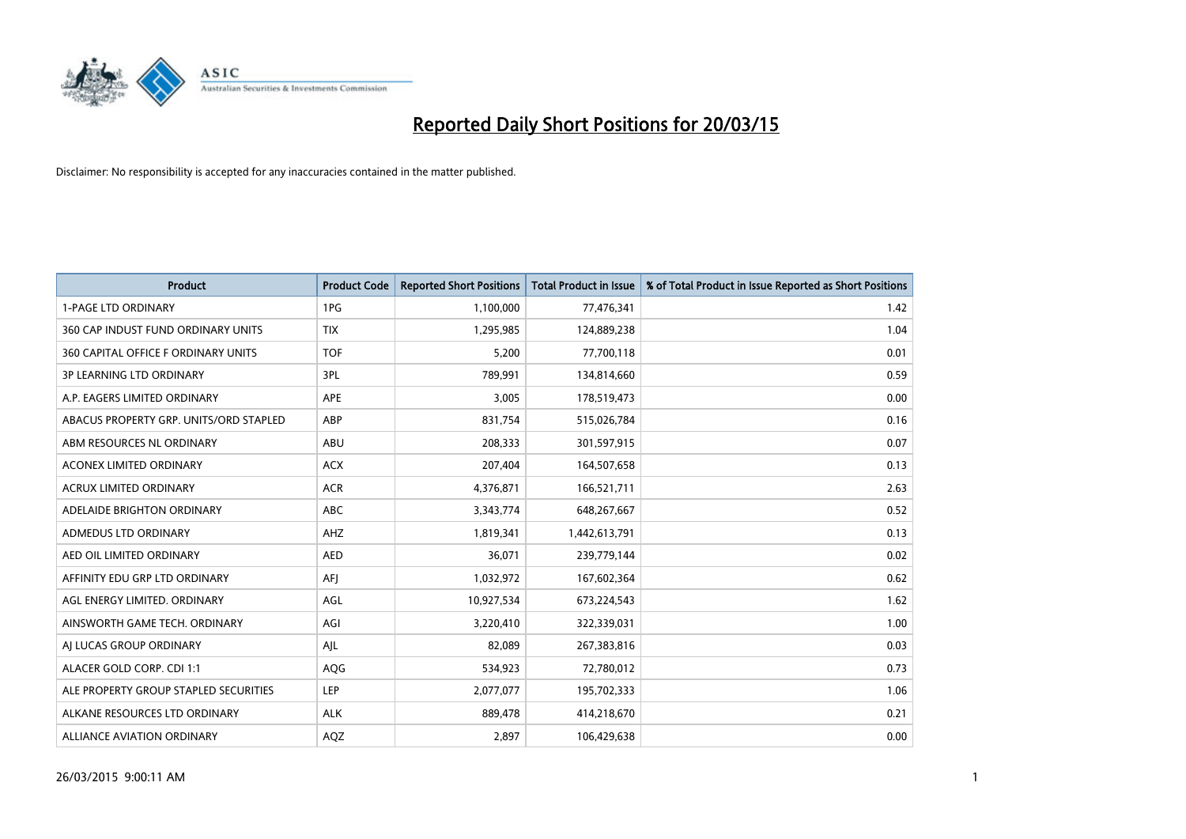# Reported Daily Short Positions for 20/03/15

Disclaimer: No responsibility is accepted for any inaccuracies contained in the matter published.

| Product | Product Code | Reported Short Positions | Total Product in Issue | % of Total Product in Issue Reported as Short Positions |
|---|---|---|---|---|
| 1-PAGE LTD ORDINARY | 1PG | 1,100,000 | 77,476,341 | 1.42 |
| 360 CAP INDUST FUND ORDINARY UNITS | TIX | 1,295,985 | 124,889,238 | 1.04 |
| 360 CAPITAL OFFICE F ORDINARY UNITS | TOF | 5,200 | 77,700,118 | 0.01 |
| 3P LEARNING LTD ORDINARY | 3PL | 789,991 | 134,814,660 | 0.59 |
| A.P. EAGERS LIMITED ORDINARY | APE | 3,005 | 178,519,473 | 0.00 |
| ABACUS PROPERTY GRP. UNITS/ORD STAPLED | ABP | 831,754 | 515,026,784 | 0.16 |
| ABM RESOURCES NL ORDINARY | ABU | 208,333 | 301,597,915 | 0.07 |
| ACONEX LIMITED ORDINARY | ACX | 207,404 | 164,507,658 | 0.13 |
| ACRUX LIMITED ORDINARY | ACR | 4,376,871 | 166,521,711 | 2.63 |
| ADELAIDE BRIGHTON ORDINARY | ABC | 3,343,774 | 648,267,667 | 0.52 |
| ADMEDUS LTD ORDINARY | AHZ | 1,819,341 | 1,442,613,791 | 0.13 |
| AED OIL LIMITED ORDINARY | AED | 36,071 | 239,779,144 | 0.02 |
| AFFINITY EDU GRP LTD ORDINARY | AFJ | 1,032,972 | 167,602,364 | 0.62 |
| AGL ENERGY LIMITED. ORDINARY | AGL | 10,927,534 | 673,224,543 | 1.62 |
| AINSWORTH GAME TECH. ORDINARY | AGI | 3,220,410 | 322,339,031 | 1.00 |
| AJ LUCAS GROUP ORDINARY | AJL | 82,089 | 267,383,816 | 0.03 |
| ALACER GOLD CORP. CDI 1:1 | AQG | 534,923 | 72,780,012 | 0.73 |
| ALE PROPERTY GROUP STAPLED SECURITIES | LEP | 2,077,077 | 195,702,333 | 1.06 |
| ALKANE RESOURCES LTD ORDINARY | ALK | 889,478 | 414,218,670 | 0.21 |
| ALLIANCE AVIATION ORDINARY | AQZ | 2,897 | 106,429,638 | 0.00 |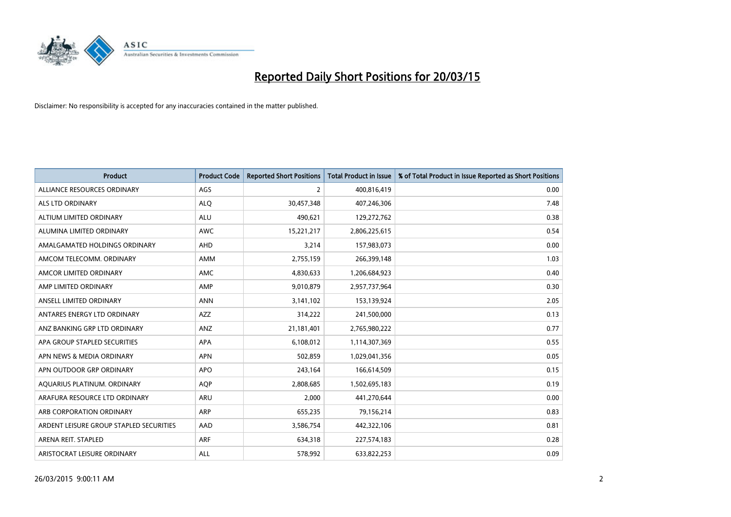# Reported Daily Short Positions for 20/03/15

Disclaimer: No responsibility is accepted for any inaccuracies contained in the matter published.

| Product | Product Code | Reported Short Positions | Total Product in Issue | % of Total Product in Issue Reported as Short Positions |
|---|---|---|---|---|
| ALLIANCE RESOURCES ORDINARY | AGS | 2 | 400,816,419 | 0.00 |
| ALS LTD ORDINARY | ALQ | 30,457,348 | 407,246,306 | 7.48 |
| ALTIUM LIMITED ORDINARY | ALU | 490,621 | 129,272,762 | 0.38 |
| ALUMINA LIMITED ORDINARY | AWC | 15,221,217 | 2,806,225,615 | 0.54 |
| AMALGAMATED HOLDINGS ORDINARY | AHD | 3,214 | 157,983,073 | 0.00 |
| AMCOM TELECOMM. ORDINARY | AMM | 2,755,159 | 266,399,148 | 1.03 |
| AMCOR LIMITED ORDINARY | AMC | 4,830,633 | 1,206,684,923 | 0.40 |
| AMP LIMITED ORDINARY | AMP | 9,010,879 | 2,957,737,964 | 0.30 |
| ANSELL LIMITED ORDINARY | ANN | 3,141,102 | 153,139,924 | 2.05 |
| ANTARES ENERGY LTD ORDINARY | AZZ | 314,222 | 241,500,000 | 0.13 |
| ANZ BANKING GRP LTD ORDINARY | ANZ | 21,181,401 | 2,765,980,222 | 0.77 |
| APA GROUP STAPLED SECURITIES | APA | 6,108,012 | 1,114,307,369 | 0.55 |
| APN NEWS & MEDIA ORDINARY | APN | 502,859 | 1,029,041,356 | 0.05 |
| APN OUTDOOR GRP ORDINARY | APO | 243,164 | 166,614,509 | 0.15 |
| AQUARIUS PLATINUM. ORDINARY | AQP | 2,808,685 | 1,502,695,183 | 0.19 |
| ARAFURA RESOURCE LTD ORDINARY | ARU | 2,000 | 441,270,644 | 0.00 |
| ARB CORPORATION ORDINARY | ARP | 655,235 | 79,156,214 | 0.83 |
| ARDENT LEISURE GROUP STAPLED SECURITIES | AAD | 3,586,754 | 442,322,106 | 0.81 |
| ARENA REIT. STAPLED | ARF | 634,318 | 227,574,183 | 0.28 |
| ARISTOCRAT LEISURE ORDINARY | ALL | 578,992 | 633,822,253 | 0.09 |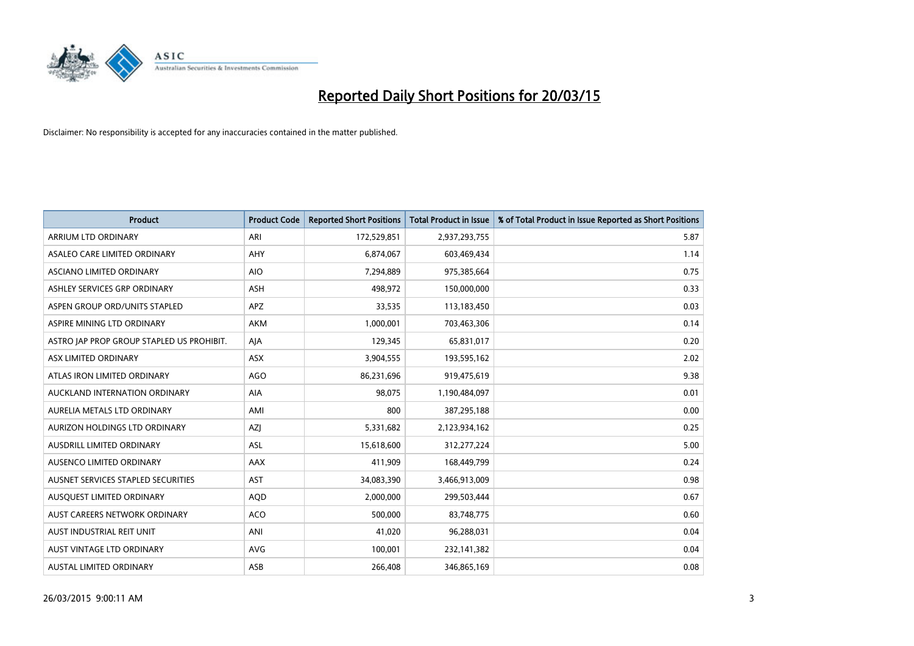# Reported Daily Short Positions for 20/03/15

Disclaimer: No responsibility is accepted for any inaccuracies contained in the matter published.

| Product | Product Code | Reported Short Positions | Total Product in Issue | % of Total Product in Issue Reported as Short Positions |
|---|---|---|---|---|
| ARRIUM LTD ORDINARY | ARI | 172,529,851 | 2,937,293,755 | 5.87 |
| ASALEO CARE LIMITED ORDINARY | AHY | 6,874,067 | 603,469,434 | 1.14 |
| ASCIANO LIMITED ORDINARY | AIO | 7,294,889 | 975,385,664 | 0.75 |
| ASHLEY SERVICES GRP ORDINARY | ASH | 498,972 | 150,000,000 | 0.33 |
| ASPEN GROUP ORD/UNITS STAPLED | APZ | 33,535 | 113,183,450 | 0.03 |
| ASPIRE MINING LTD ORDINARY | AKM | 1,000,001 | 703,463,306 | 0.14 |
| ASTRO JAP PROP GROUP STAPLED US PROHIBIT. | AJA | 129,345 | 65,831,017 | 0.20 |
| ASX LIMITED ORDINARY | ASX | 3,904,555 | 193,595,162 | 2.02 |
| ATLAS IRON LIMITED ORDINARY | AGO | 86,231,696 | 919,475,619 | 9.38 |
| AUCKLAND INTERNATION ORDINARY | AIA | 98,075 | 1,190,484,097 | 0.01 |
| AURELIA METALS LTD ORDINARY | AMI | 800 | 387,295,188 | 0.00 |
| AURIZON HOLDINGS LTD ORDINARY | AZJ | 5,331,682 | 2,123,934,162 | 0.25 |
| AUSDRILL LIMITED ORDINARY | ASL | 15,618,600 | 312,277,224 | 5.00 |
| AUSENCO LIMITED ORDINARY | AAX | 411,909 | 168,449,799 | 0.24 |
| AUSNET SERVICES STAPLED SECURITIES | AST | 34,083,390 | 3,466,913,009 | 0.98 |
| AUSQUEST LIMITED ORDINARY | AQD | 2,000,000 | 299,503,444 | 0.67 |
| AUST CAREERS NETWORK ORDINARY | ACO | 500,000 | 83,748,775 | 0.60 |
| AUST INDUSTRIAL REIT UNIT | ANI | 41,020 | 96,288,031 | 0.04 |
| AUST VINTAGE LTD ORDINARY | AVG | 100,001 | 232,141,382 | 0.04 |
| AUSTAL LIMITED ORDINARY | ASB | 266,408 | 346,865,169 | 0.08 |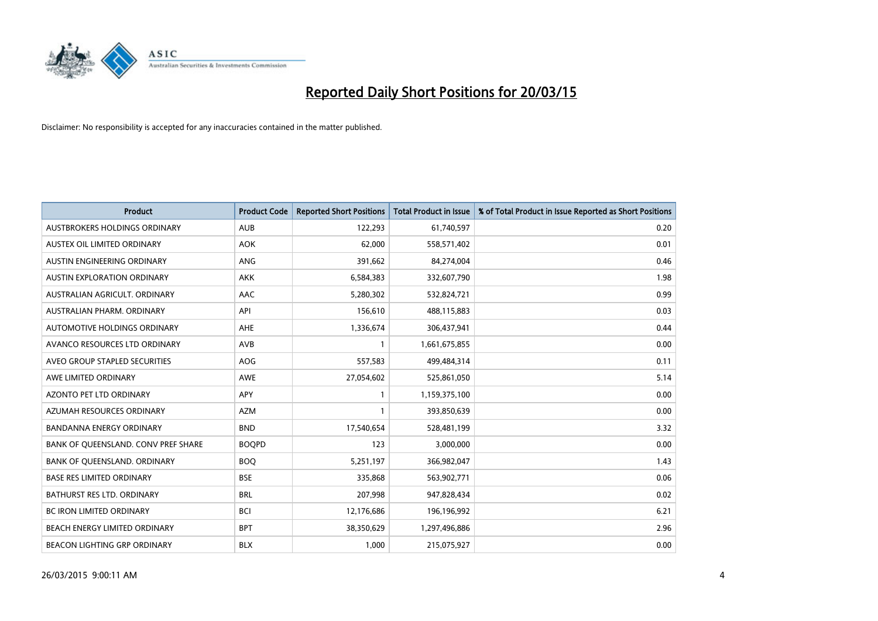# Reported Daily Short Positions for 20/03/15

Disclaimer: No responsibility is accepted for any inaccuracies contained in the matter published.

| Product | Product Code | Reported Short Positions | Total Product in Issue | % of Total Product in Issue Reported as Short Positions |
|---|---|---|---|---|
| AUSTBROKERS HOLDINGS ORDINARY | AUB | 122,293 | 61,740,597 | 0.20 |
| AUSTEX OIL LIMITED ORDINARY | AOK | 62,000 | 558,571,402 | 0.01 |
| AUSTIN ENGINEERING ORDINARY | ANG | 391,662 | 84,274,004 | 0.46 |
| AUSTIN EXPLORATION ORDINARY | AKK | 6,584,383 | 332,607,790 | 1.98 |
| AUSTRALIAN AGRICULT. ORDINARY | AAC | 5,280,302 | 532,824,721 | 0.99 |
| AUSTRALIAN PHARM. ORDINARY | API | 156,610 | 488,115,883 | 0.03 |
| AUTOMOTIVE HOLDINGS ORDINARY | AHE | 1,336,674 | 306,437,941 | 0.44 |
| AVANCO RESOURCES LTD ORDINARY | AVB | 1 | 1,661,675,855 | 0.00 |
| AVEO GROUP STAPLED SECURITIES | AOG | 557,583 | 499,484,314 | 0.11 |
| AWE LIMITED ORDINARY | AWE | 27,054,602 | 525,861,050 | 5.14 |
| AZONTO PET LTD ORDINARY | APY | 1 | 1,159,375,100 | 0.00 |
| AZUMAH RESOURCES ORDINARY | AZM | 1 | 393,850,639 | 0.00 |
| BANDANNA ENERGY ORDINARY | BND | 17,540,654 | 528,481,199 | 3.32 |
| BANK OF QUEENSLAND. CONV PREF SHARE | BOQPD | 123 | 3,000,000 | 0.00 |
| BANK OF QUEENSLAND. ORDINARY | BOQ | 5,251,197 | 366,982,047 | 1.43 |
| BASE RES LIMITED ORDINARY | BSE | 335,868 | 563,902,771 | 0.06 |
| BATHURST RES LTD. ORDINARY | BRL | 207,998 | 947,828,434 | 0.02 |
| BC IRON LIMITED ORDINARY | BCI | 12,176,686 | 196,196,992 | 6.21 |
| BEACH ENERGY LIMITED ORDINARY | BPT | 38,350,629 | 1,297,496,886 | 2.96 |
| BEACON LIGHTING GRP ORDINARY | BLX | 1,000 | 215,075,927 | 0.00 |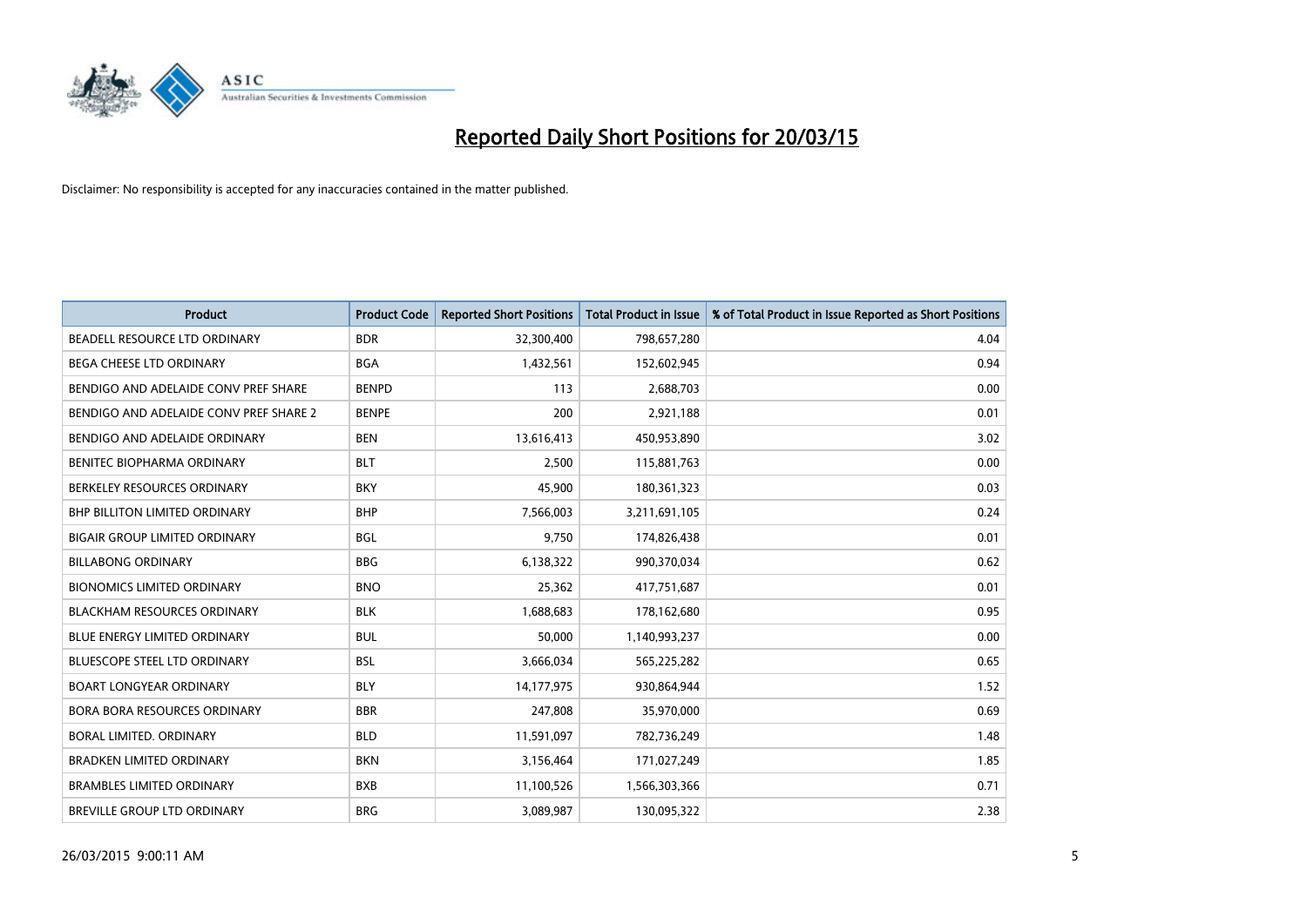# Reported Daily Short Positions for 20/03/15

Disclaimer: No responsibility is accepted for any inaccuracies contained in the matter published.

| Product | Product Code | Reported Short Positions | Total Product in Issue | % of Total Product in Issue Reported as Short Positions |
| --- | --- | --- | --- | --- |
| BEADELL RESOURCE LTD ORDINARY | BDR | 32,300,400 | 798,657,280 | 4.04 |
| BEGA CHEESE LTD ORDINARY | BGA | 1,432,561 | 152,602,945 | 0.94 |
| BENDIGO AND ADELAIDE CONV PREF SHARE | BENPD | 113 | 2,688,703 | 0.00 |
| BENDIGO AND ADELAIDE CONV PREF SHARE 2 | BENPE | 200 | 2,921,188 | 0.01 |
| BENDIGO AND ADELAIDE ORDINARY | BEN | 13,616,413 | 450,953,890 | 3.02 |
| BENITEC BIOPHARMA ORDINARY | BLT | 2,500 | 115,881,763 | 0.00 |
| BERKELEY RESOURCES ORDINARY | BKY | 45,900 | 180,361,323 | 0.03 |
| BHP BILLITON LIMITED ORDINARY | BHP | 7,566,003 | 3,211,691,105 | 0.24 |
| BIGAIR GROUP LIMITED ORDINARY | BGL | 9,750 | 174,826,438 | 0.01 |
| BILLABONG ORDINARY | BBG | 6,138,322 | 990,370,034 | 0.62 |
| BIONOMICS LIMITED ORDINARY | BNO | 25,362 | 417,751,687 | 0.01 |
| BLACKHAM RESOURCES ORDINARY | BLK | 1,688,683 | 178,162,680 | 0.95 |
| BLUE ENERGY LIMITED ORDINARY | BUL | 50,000 | 1,140,993,237 | 0.00 |
| BLUESCOPE STEEL LTD ORDINARY | BSL | 3,666,034 | 565,225,282 | 0.65 |
| BOART LONGYEAR ORDINARY | BLY | 14,177,975 | 930,864,944 | 1.52 |
| BORA BORA RESOURCES ORDINARY | BBR | 247,808 | 35,970,000 | 0.69 |
| BORAL LIMITED. ORDINARY | BLD | 11,591,097 | 782,736,249 | 1.48 |
| BRADKEN LIMITED ORDINARY | BKN | 3,156,464 | 171,027,249 | 1.85 |
| BRAMBLES LIMITED ORDINARY | BXB | 11,100,526 | 1,566,303,366 | 0.71 |
| BREVILLE GROUP LTD ORDINARY | BRG | 3,089,987 | 130,095,322 | 2.38 |

26/03/2015 9:00:11 AM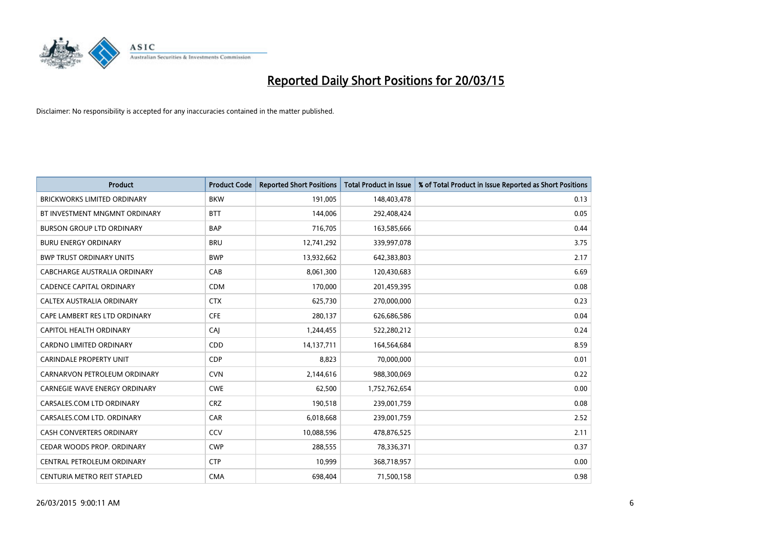# Reported Daily Short Positions for 20/03/15

Disclaimer: No responsibility is accepted for any inaccuracies contained in the matter published.

| Product | Product Code | Reported Short Positions | Total Product in Issue | % of Total Product in Issue Reported as Short Positions |
|---|---|---|---|---|
| BRICKWORKS LIMITED ORDINARY | BKW | 191,005 | 148,403,478 | 0.13 |
| BT INVESTMENT MNGMNT ORDINARY | BTT | 144,006 | 292,408,424 | 0.05 |
| BURSON GROUP LTD ORDINARY | BAP | 716,705 | 163,585,666 | 0.44 |
| BURU ENERGY ORDINARY | BRU | 12,741,292 | 339,997,078 | 3.75 |
| BWP TRUST ORDINARY UNITS | BWP | 13,932,662 | 642,383,803 | 2.17 |
| CABCHARGE AUSTRALIA ORDINARY | CAB | 8,061,300 | 120,430,683 | 6.69 |
| CADENCE CAPITAL ORDINARY | CDM | 170,000 | 201,459,395 | 0.08 |
| CALTEX AUSTRALIA ORDINARY | CTX | 625,730 | 270,000,000 | 0.23 |
| CAPE LAMBERT RES LTD ORDINARY | CFE | 280,137 | 626,686,586 | 0.04 |
| CAPITOL HEALTH ORDINARY | CAJ | 1,244,455 | 522,280,212 | 0.24 |
| CARDNO LIMITED ORDINARY | CDD | 14,137,711 | 164,564,684 | 8.59 |
| CARINDALE PROPERTY UNIT | CDP | 8,823 | 70,000,000 | 0.01 |
| CARNARVON PETROLEUM ORDINARY | CVN | 2,144,616 | 988,300,069 | 0.22 |
| CARNEGIE WAVE ENERGY ORDINARY | CWE | 62,500 | 1,752,762,654 | 0.00 |
| CARSALES.COM LTD ORDINARY | CRZ | 190,518 | 239,001,759 | 0.08 |
| CARSALES.COM LTD. ORDINARY | CAR | 6,018,668 | 239,001,759 | 2.52 |
| CASH CONVERTERS ORDINARY | CCV | 10,088,596 | 478,876,525 | 2.11 |
| CEDAR WOODS PROP. ORDINARY | CWP | 288,555 | 78,336,371 | 0.37 |
| CENTRAL PETROLEUM ORDINARY | CTP | 10,999 | 368,718,957 | 0.00 |
| CENTURIA METRO REIT STAPLED | CMA | 698,404 | 71,500,158 | 0.98 |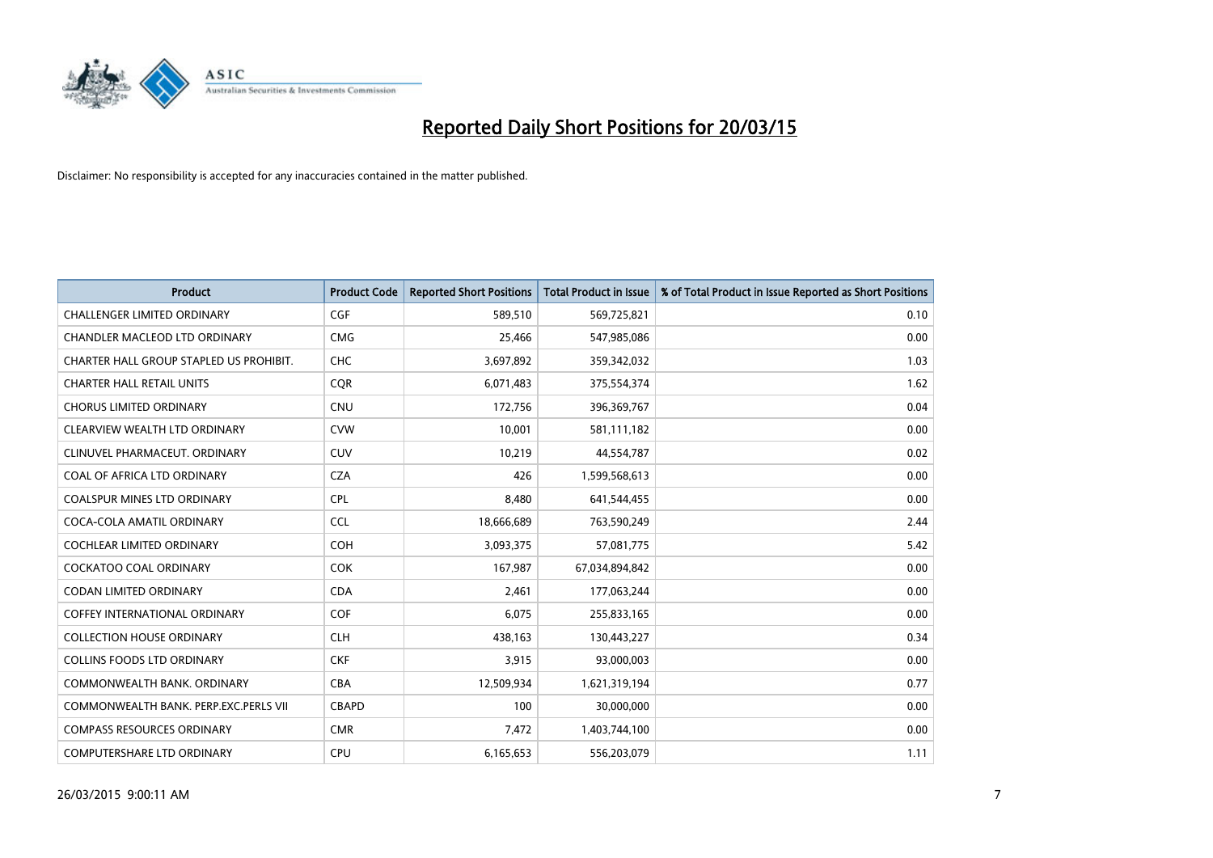# Reported Daily Short Positions for 20/03/15

Disclaimer: No responsibility is accepted for any inaccuracies contained in the matter published.

| Product | Product Code | Reported Short Positions | Total Product in Issue | % of Total Product in Issue Reported as Short Positions |
|---|---|---|---|---|
| CHALLENGER LIMITED ORDINARY | CGF | 589,510 | 569,725,821 | 0.10 |
| CHANDLER MACLEOD LTD ORDINARY | CMG | 25,466 | 547,985,086 | 0.00 |
| CHARTER HALL GROUP STAPLED US PROHIBIT. | CHC | 3,697,892 | 359,342,032 | 1.03 |
| CHARTER HALL RETAIL UNITS | CQR | 6,071,483 | 375,554,374 | 1.62 |
| CHORUS LIMITED ORDINARY | CNU | 172,756 | 396,369,767 | 0.04 |
| CLEARVIEW WEALTH LTD ORDINARY | CVW | 10,001 | 581,111,182 | 0.00 |
| CLINUVEL PHARMACEUT. ORDINARY | CUV | 10,219 | 44,554,787 | 0.02 |
| COAL OF AFRICA LTD ORDINARY | CZA | 426 | 1,599,568,613 | 0.00 |
| COALSPUR MINES LTD ORDINARY | CPL | 8,480 | 641,544,455 | 0.00 |
| COCA-COLA AMATIL ORDINARY | CCL | 18,666,689 | 763,590,249 | 2.44 |
| COCHLEAR LIMITED ORDINARY | COH | 3,093,375 | 57,081,775 | 5.42 |
| COCKATOO COAL ORDINARY | COK | 167,987 | 67,034,894,842 | 0.00 |
| CODAN LIMITED ORDINARY | CDA | 2,461 | 177,063,244 | 0.00 |
| COFFEY INTERNATIONAL ORDINARY | COF | 6,075 | 255,833,165 | 0.00 |
| COLLECTION HOUSE ORDINARY | CLH | 438,163 | 130,443,227 | 0.34 |
| COLLINS FOODS LTD ORDINARY | CKF | 3,915 | 93,000,003 | 0.00 |
| COMMONWEALTH BANK. ORDINARY | CBA | 12,509,934 | 1,621,319,194 | 0.77 |
| COMMONWEALTH BANK. PERP.EXC.PERLS VII | CBAPD | 100 | 30,000,000 | 0.00 |
| COMPASS RESOURCES ORDINARY | CMR | 7,472 | 1,403,744,100 | 0.00 |
| COMPUTERSHARE LTD ORDINARY | CPU | 6,165,653 | 556,203,079 | 1.11 |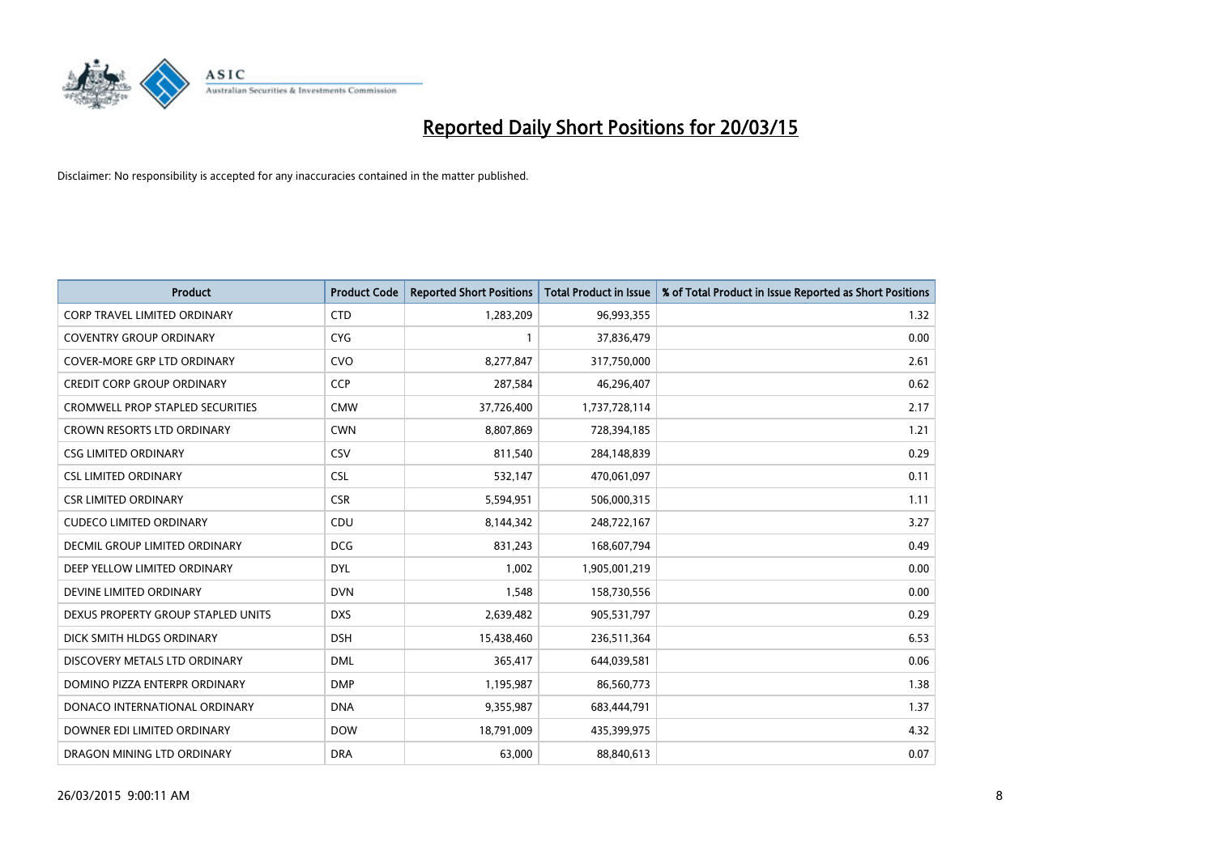# Reported Daily Short Positions for 20/03/15

Disclaimer: No responsibility is accepted for any inaccuracies contained in the matter published.

| Product | Product Code | Reported Short Positions | Total Product in Issue | % of Total Product in Issue Reported as Short Positions |
|---|---|---|---|---|
| CORP TRAVEL LIMITED ORDINARY | CTD | 1,283,209 | 96,993,355 | 1.32 |
| COVENTRY GROUP ORDINARY | CYG | 1 | 37,836,479 | 0.00 |
| COVER-MORE GRP LTD ORDINARY | CVO | 8,277,847 | 317,750,000 | 2.61 |
| CREDIT CORP GROUP ORDINARY | CCP | 287,584 | 46,296,407 | 0.62 |
| CROMWELL PROP STAPLED SECURITIES | CMW | 37,726,400 | 1,737,728,114 | 2.17 |
| CROWN RESORTS LTD ORDINARY | CWN | 8,807,869 | 728,394,185 | 1.21 |
| CSG LIMITED ORDINARY | CSV | 811,540 | 284,148,839 | 0.29 |
| CSL LIMITED ORDINARY | CSL | 532,147 | 470,061,097 | 0.11 |
| CSR LIMITED ORDINARY | CSR | 5,594,951 | 506,000,315 | 1.11 |
| CUDECO LIMITED ORDINARY | CDU | 8,144,342 | 248,722,167 | 3.27 |
| DECMIL GROUP LIMITED ORDINARY | DCG | 831,243 | 168,607,794 | 0.49 |
| DEEP YELLOW LIMITED ORDINARY | DYL | 1,002 | 1,905,001,219 | 0.00 |
| DEVINE LIMITED ORDINARY | DVN | 1,548 | 158,730,556 | 0.00 |
| DEXUS PROPERTY GROUP STAPLED UNITS | DXS | 2,639,482 | 905,531,797 | 0.29 |
| DICK SMITH HLDGS ORDINARY | DSH | 15,438,460 | 236,511,364 | 6.53 |
| DISCOVERY METALS LTD ORDINARY | DML | 365,417 | 644,039,581 | 0.06 |
| DOMINO PIZZA ENTERPR ORDINARY | DMP | 1,195,987 | 86,560,773 | 1.38 |
| DONACO INTERNATIONAL ORDINARY | DNA | 9,355,987 | 683,444,791 | 1.37 |
| DOWNER EDI LIMITED ORDINARY | DOW | 18,791,009 | 435,399,975 | 4.32 |
| DRAGON MINING LTD ORDINARY | DRA | 63,000 | 88,840,613 | 0.07 |

26/03/2015 9:00:11 AM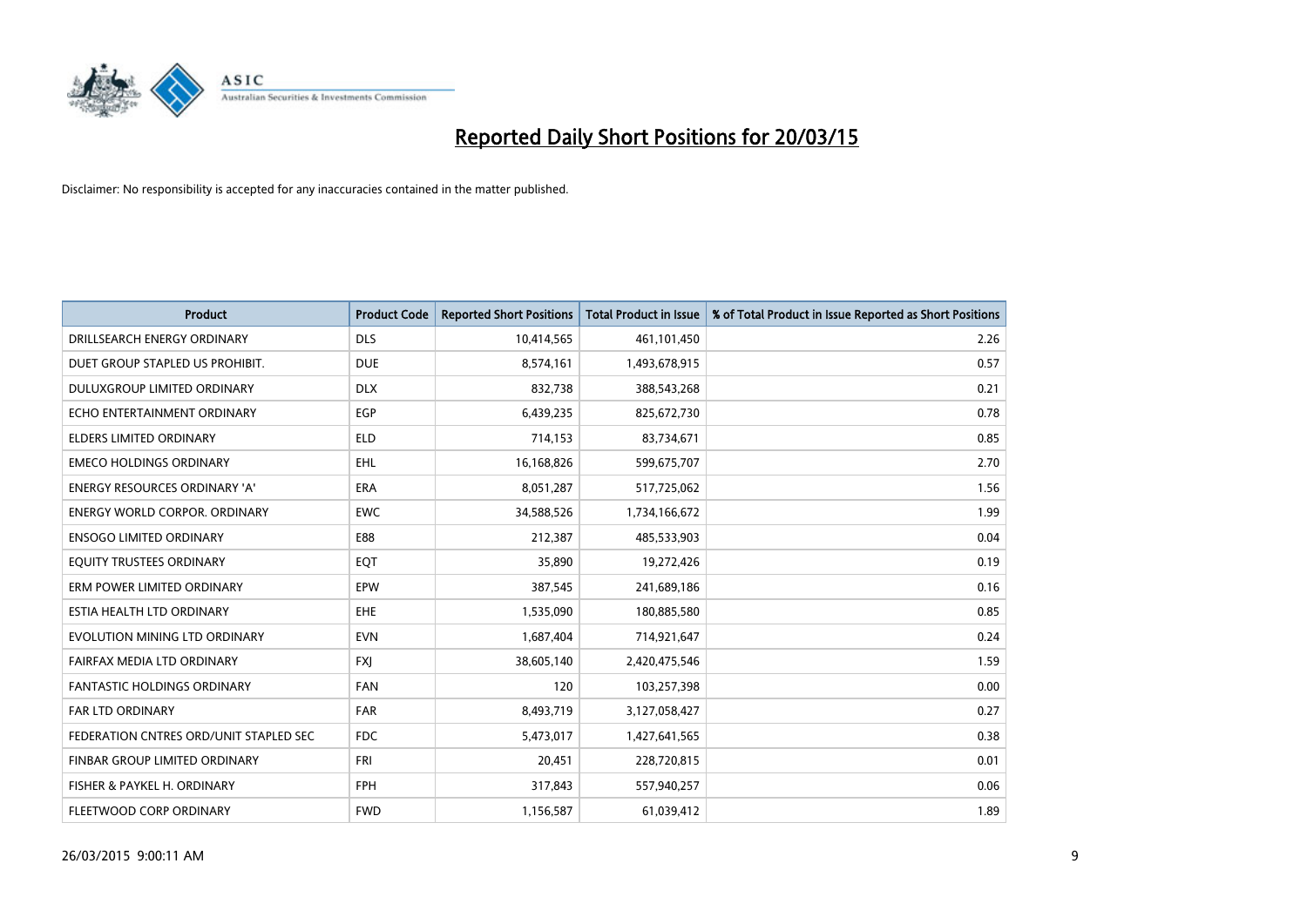# Reported Daily Short Positions for 20/03/15

Disclaimer: No responsibility is accepted for any inaccuracies contained in the matter published.

| Product | Product Code | Reported Short Positions | Total Product in Issue | % of Total Product in Issue Reported as Short Positions |
|---|---|---|---|---|
| DRILLSEARCH ENERGY ORDINARY | DLS | 10,414,565 | 461,101,450 | 2.26 |
| DUET GROUP STAPLED US PROHIBIT. | DUE | 8,574,161 | 1,493,678,915 | 0.57 |
| DULUXGROUP LIMITED ORDINARY | DLX | 832,738 | 388,543,268 | 0.21 |
| ECHO ENTERTAINMENT ORDINARY | EGP | 6,439,235 | 825,672,730 | 0.78 |
| ELDERS LIMITED ORDINARY | ELD | 714,153 | 83,734,671 | 0.85 |
| EMECO HOLDINGS ORDINARY | EHL | 16,168,826 | 599,675,707 | 2.70 |
| ENERGY RESOURCES ORDINARY 'A' | ERA | 8,051,287 | 517,725,062 | 1.56 |
| ENERGY WORLD CORPOR. ORDINARY | EWC | 34,588,526 | 1,734,166,672 | 1.99 |
| ENSOGO LIMITED ORDINARY | E88 | 212,387 | 485,533,903 | 0.04 |
| EQUITY TRUSTEES ORDINARY | EQT | 35,890 | 19,272,426 | 0.19 |
| ERM POWER LIMITED ORDINARY | EPW | 387,545 | 241,689,186 | 0.16 |
| ESTIA HEALTH LTD ORDINARY | EHE | 1,535,090 | 180,885,580 | 0.85 |
| EVOLUTION MINING LTD ORDINARY | EVN | 1,687,404 | 714,921,647 | 0.24 |
| FAIRFAX MEDIA LTD ORDINARY | FXJ | 38,605,140 | 2,420,475,546 | 1.59 |
| FANTASTIC HOLDINGS ORDINARY | FAN | 120 | 103,257,398 | 0.00 |
| FAR LTD ORDINARY | FAR | 8,493,719 | 3,127,058,427 | 0.27 |
| FEDERATION CNTRES ORD/UNIT STAPLED SEC | FDC | 5,473,017 | 1,427,641,565 | 0.38 |
| FINBAR GROUP LIMITED ORDINARY | FRI | 20,451 | 228,720,815 | 0.01 |
| FISHER & PAYKEL H. ORDINARY | FPH | 317,843 | 557,940,257 | 0.06 |
| FLEETWOOD CORP ORDINARY | FWD | 1,156,587 | 61,039,412 | 1.89 |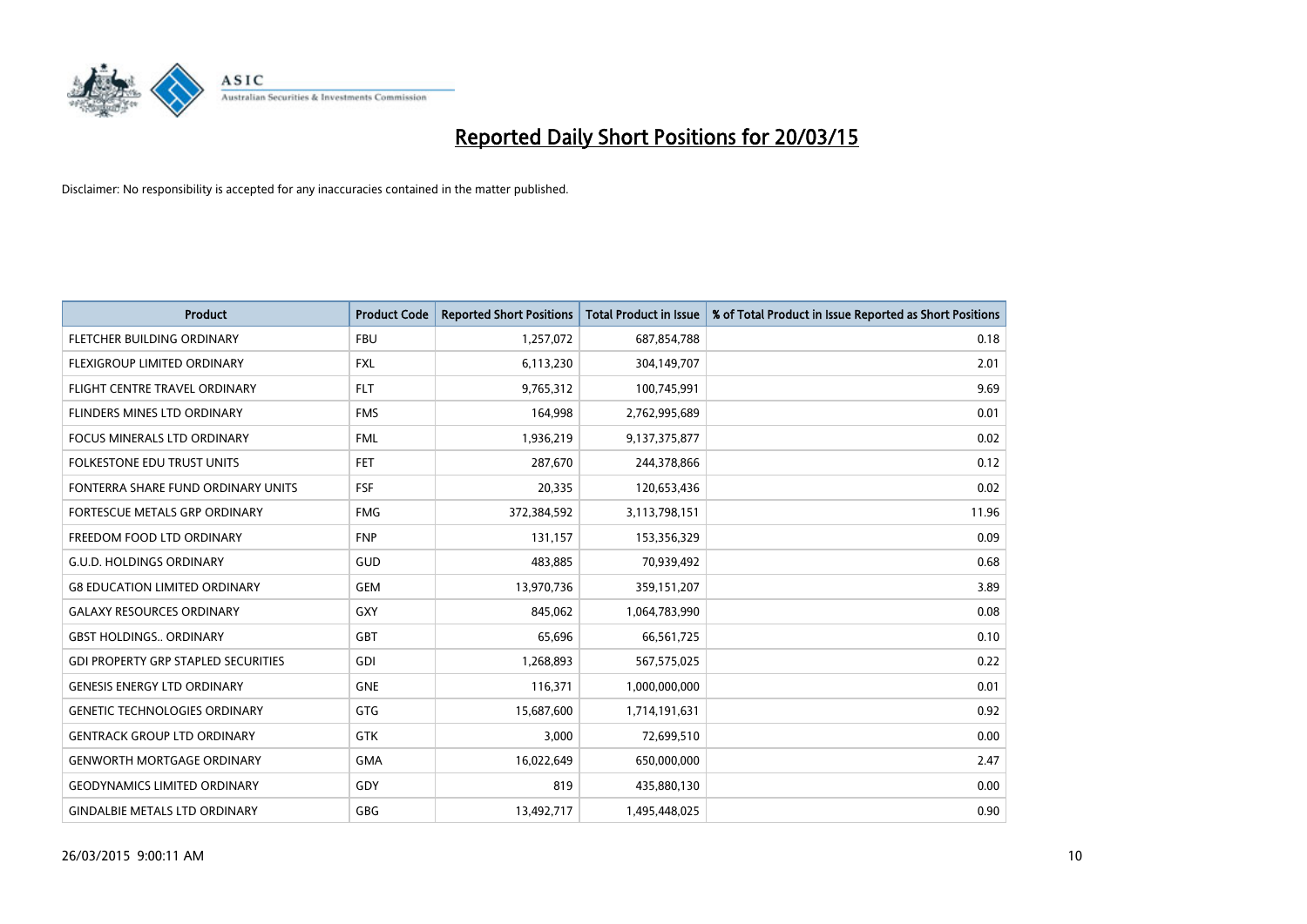# Reported Daily Short Positions for 20/03/15

Disclaimer: No responsibility is accepted for any inaccuracies contained in the matter published.

| Product | Product Code | Reported Short Positions | Total Product in Issue | % of Total Product in Issue Reported as Short Positions |
|---|---|---|---|---|
| FLETCHER BUILDING ORDINARY | FBU | 1,257,072 | 687,854,788 | 0.18 |
| FLEXIGROUP LIMITED ORDINARY | FXL | 6,113,230 | 304,149,707 | 2.01 |
| FLIGHT CENTRE TRAVEL ORDINARY | FLT | 9,765,312 | 100,745,991 | 9.69 |
| FLINDERS MINES LTD ORDINARY | FMS | 164,998 | 2,762,995,689 | 0.01 |
| FOCUS MINERALS LTD ORDINARY | FML | 1,936,219 | 9,137,375,877 | 0.02 |
| FOLKESTONE EDU TRUST UNITS | FET | 287,670 | 244,378,866 | 0.12 |
| FONTERRA SHARE FUND ORDINARY UNITS | FSF | 20,335 | 120,653,436 | 0.02 |
| FORTESCUE METALS GRP ORDINARY | FMG | 372,384,592 | 3,113,798,151 | 11.96 |
| FREEDOM FOOD LTD ORDINARY | FNP | 131,157 | 153,356,329 | 0.09 |
| G.U.D. HOLDINGS ORDINARY | GUD | 483,885 | 70,939,492 | 0.68 |
| G8 EDUCATION LIMITED ORDINARY | GEM | 13,970,736 | 359,151,207 | 3.89 |
| GALAXY RESOURCES ORDINARY | GXY | 845,062 | 1,064,783,990 | 0.08 |
| GBST HOLDINGS.. ORDINARY | GBT | 65,696 | 66,561,725 | 0.10 |
| GDI PROPERTY GRP STAPLED SECURITIES | GDI | 1,268,893 | 567,575,025 | 0.22 |
| GENESIS ENERGY LTD ORDINARY | GNE | 116,371 | 1,000,000,000 | 0.01 |
| GENETIC TECHNOLOGIES ORDINARY | GTG | 15,687,600 | 1,714,191,631 | 0.92 |
| GENTRACK GROUP LTD ORDINARY | GTK | 3,000 | 72,699,510 | 0.00 |
| GENWORTH MORTGAGE ORDINARY | GMA | 16,022,649 | 650,000,000 | 2.47 |
| GEODYNAMICS LIMITED ORDINARY | GDY | 819 | 435,880,130 | 0.00 |
| GINDALBIE METALS LTD ORDINARY | GBG | 13,492,717 | 1,495,448,025 | 0.90 |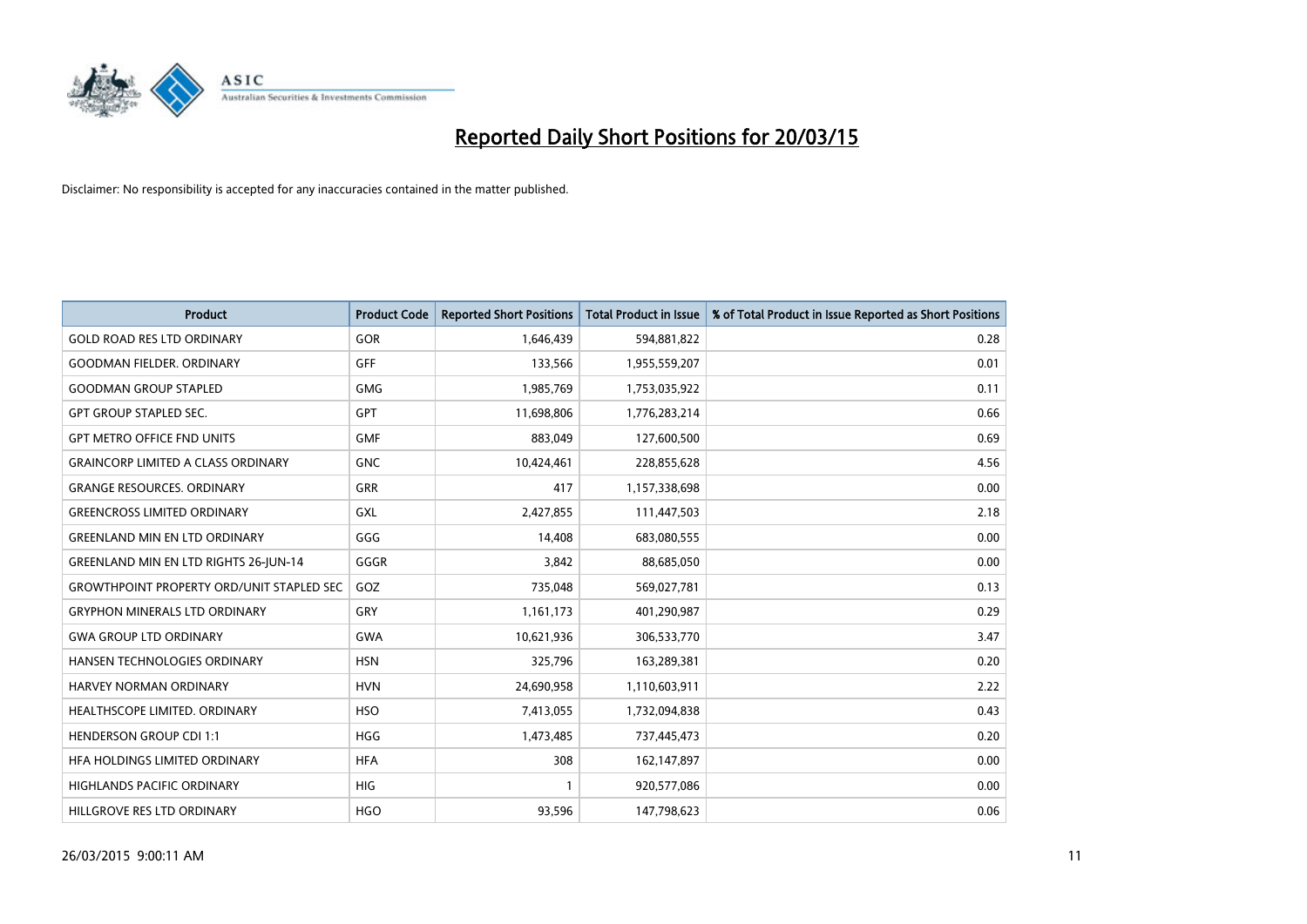# Reported Daily Short Positions for 20/03/15

Disclaimer: No responsibility is accepted for any inaccuracies contained in the matter published.

| Product | Product Code | Reported Short Positions | Total Product in Issue | % of Total Product in Issue Reported as Short Positions |
|---|---|---|---|---|
| GOLD ROAD RES LTD ORDINARY | GOR | 1,646,439 | 594,881,822 | 0.28 |
| GOODMAN FIELDER. ORDINARY | GFF | 133,566 | 1,955,559,207 | 0.01 |
| GOODMAN GROUP STAPLED | GMG | 1,985,769 | 1,753,035,922 | 0.11 |
| GPT GROUP STAPLED SEC. | GPT | 11,698,806 | 1,776,283,214 | 0.66 |
| GPT METRO OFFICE FND UNITS | GMF | 883,049 | 127,600,500 | 0.69 |
| GRAINCORP LIMITED A CLASS ORDINARY | GNC | 10,424,461 | 228,855,628 | 4.56 |
| GRANGE RESOURCES. ORDINARY | GRR | 417 | 1,157,338,698 | 0.00 |
| GREENCROSS LIMITED ORDINARY | GXL | 2,427,855 | 111,447,503 | 2.18 |
| GREENLAND MIN EN LTD ORDINARY | GGG | 14,408 | 683,080,555 | 0.00 |
| GREENLAND MIN EN LTD RIGHTS 26-JUN-14 | GGGR | 3,842 | 88,685,050 | 0.00 |
| GROWTHPOINT PROPERTY ORD/UNIT STAPLED SEC | GOZ | 735,048 | 569,027,781 | 0.13 |
| GRYPHON MINERALS LTD ORDINARY | GRY | 1,161,173 | 401,290,987 | 0.29 |
| GWA GROUP LTD ORDINARY | GWA | 10,621,936 | 306,533,770 | 3.47 |
| HANSEN TECHNOLOGIES ORDINARY | HSN | 325,796 | 163,289,381 | 0.20 |
| HARVEY NORMAN ORDINARY | HVN | 24,690,958 | 1,110,603,911 | 2.22 |
| HEALTHSCOPE LIMITED. ORDINARY | HSO | 7,413,055 | 1,732,094,838 | 0.43 |
| HENDERSON GROUP CDI 1:1 | HGG | 1,473,485 | 737,445,473 | 0.20 |
| HFA HOLDINGS LIMITED ORDINARY | HFA | 308 | 162,147,897 | 0.00 |
| HIGHLANDS PACIFIC ORDINARY | HIG | 1 | 920,577,086 | 0.00 |
| HILLGROVE RES LTD ORDINARY | HGO | 93,596 | 147,798,623 | 0.06 |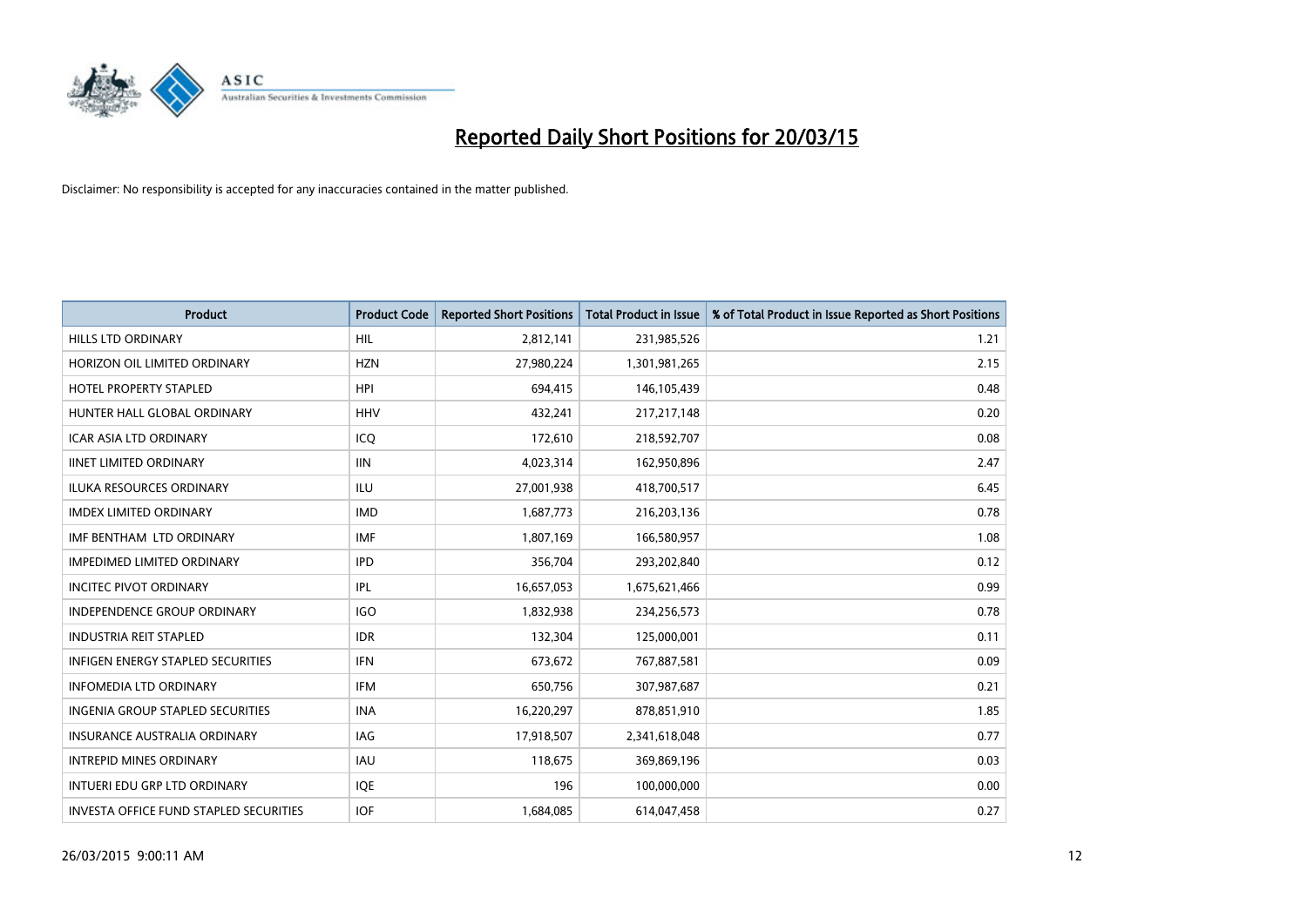# Reported Daily Short Positions for 20/03/15

Disclaimer: No responsibility is accepted for any inaccuracies contained in the matter published.

| Product | Product Code | Reported Short Positions | Total Product in Issue | % of Total Product in Issue Reported as Short Positions |
|---|---|---|---|---|
| HILLS LTD ORDINARY | HIL | 2,812,141 | 231,985,526 | 1.21 |
| HORIZON OIL LIMITED ORDINARY | HZN | 27,980,224 | 1,301,981,265 | 2.15 |
| HOTEL PROPERTY STAPLED | HPI | 694,415 | 146,105,439 | 0.48 |
| HUNTER HALL GLOBAL ORDINARY | HHV | 432,241 | 217,217,148 | 0.20 |
| ICAR ASIA LTD ORDINARY | ICQ | 172,610 | 218,592,707 | 0.08 |
| IINET LIMITED ORDINARY | IIN | 4,023,314 | 162,950,896 | 2.47 |
| ILUKA RESOURCES ORDINARY | ILU | 27,001,938 | 418,700,517 | 6.45 |
| IMDEX LIMITED ORDINARY | IMD | 1,687,773 | 216,203,136 | 0.78 |
| IMF BENTHAM LTD ORDINARY | IMF | 1,807,169 | 166,580,957 | 1.08 |
| IMPEDIMED LIMITED ORDINARY | IPD | 356,704 | 293,202,840 | 0.12 |
| INCITEC PIVOT ORDINARY | IPL | 16,657,053 | 1,675,621,466 | 0.99 |
| INDEPENDENCE GROUP ORDINARY | IGO | 1,832,938 | 234,256,573 | 0.78 |
| INDUSTRIA REIT STAPLED | IDR | 132,304 | 125,000,001 | 0.11 |
| INFIGEN ENERGY STAPLED SECURITIES | IFN | 673,672 | 767,887,581 | 0.09 |
| INFOMEDIA LTD ORDINARY | IFM | 650,756 | 307,987,687 | 0.21 |
| INGENIA GROUP STAPLED SECURITIES | INA | 16,220,297 | 878,851,910 | 1.85 |
| INSURANCE AUSTRALIA ORDINARY | IAG | 17,918,507 | 2,341,618,048 | 0.77 |
| INTREPID MINES ORDINARY | IAU | 118,675 | 369,869,196 | 0.03 |
| INTUERI EDU GRP LTD ORDINARY | IQE | 196 | 100,000,000 | 0.00 |
| INVESTA OFFICE FUND STAPLED SECURITIES | IOF | 1,684,085 | 614,047,458 | 0.27 |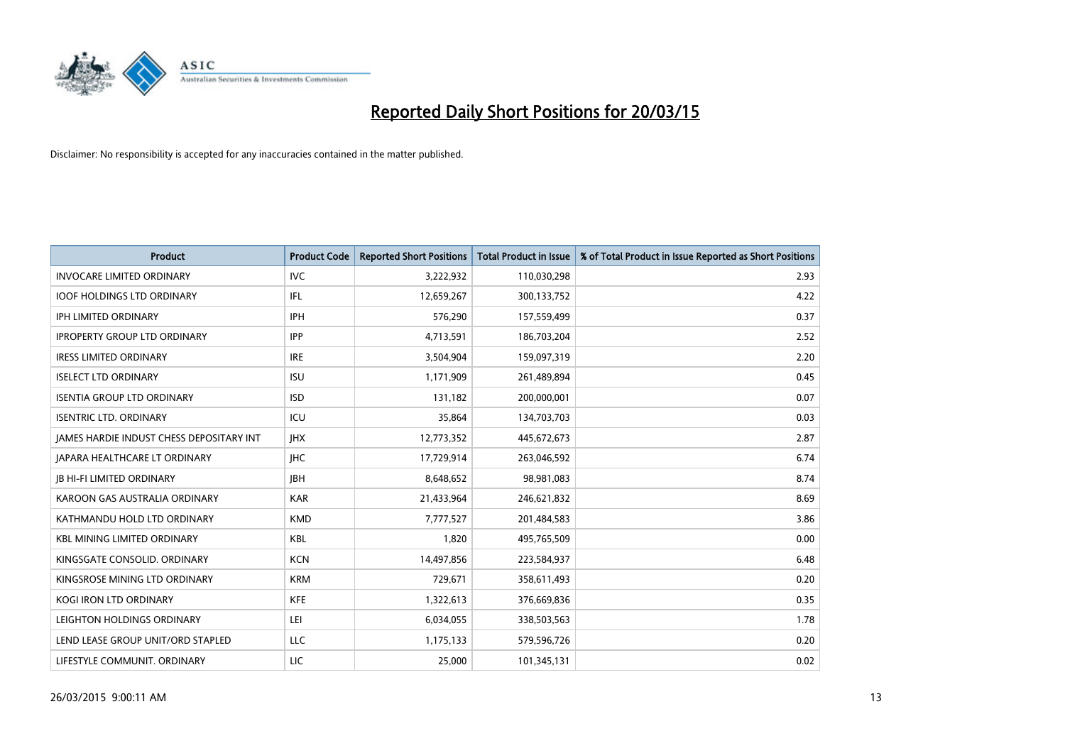# Reported Daily Short Positions for 20/03/15

Disclaimer: No responsibility is accepted for any inaccuracies contained in the matter published.

| Product | Product Code | Reported Short Positions | Total Product in Issue | % of Total Product in Issue Reported as Short Positions |
|---|---|---|---|---|
| INVOCARE LIMITED ORDINARY | IVC | 3,222,932 | 110,030,298 | 2.93 |
| IOOF HOLDINGS LTD ORDINARY | IFL | 12,659,267 | 300,133,752 | 4.22 |
| IPH LIMITED ORDINARY | IPH | 576,290 | 157,559,499 | 0.37 |
| IPROPERTY GROUP LTD ORDINARY | IPP | 4,713,591 | 186,703,204 | 2.52 |
| IRESS LIMITED ORDINARY | IRE | 3,504,904 | 159,097,319 | 2.20 |
| ISELECT LTD ORDINARY | ISU | 1,171,909 | 261,489,894 | 0.45 |
| ISENTIA GROUP LTD ORDINARY | ISD | 131,182 | 200,000,001 | 0.07 |
| ISENTRIC LTD. ORDINARY | ICU | 35,864 | 134,703,703 | 0.03 |
| JAMES HARDIE INDUST CHESS DEPOSITARY INT | JHX | 12,773,352 | 445,672,673 | 2.87 |
| JAPARA HEALTHCARE LT ORDINARY | JHC | 17,729,914 | 263,046,592 | 6.74 |
| JB HI-FI LIMITED ORDINARY | JBH | 8,648,652 | 98,981,083 | 8.74 |
| KAROON GAS AUSTRALIA ORDINARY | KAR | 21,433,964 | 246,621,832 | 8.69 |
| KATHMANDU HOLD LTD ORDINARY | KMD | 7,777,527 | 201,484,583 | 3.86 |
| KBL MINING LIMITED ORDINARY | KBL | 1,820 | 495,765,509 | 0.00 |
| KINGSGATE CONSOLID. ORDINARY | KCN | 14,497,856 | 223,584,937 | 6.48 |
| KINGSROSE MINING LTD ORDINARY | KRM | 729,671 | 358,611,493 | 0.20 |
| KOGI IRON LTD ORDINARY | KFE | 1,322,613 | 376,669,836 | 0.35 |
| LEIGHTON HOLDINGS ORDINARY | LEI | 6,034,055 | 338,503,563 | 1.78 |
| LEND LEASE GROUP UNIT/ORD STAPLED | LLC | 1,175,133 | 579,596,726 | 0.20 |
| LIFESTYLE COMMUNIT. ORDINARY | LIC | 25,000 | 101,345,131 | 0.02 |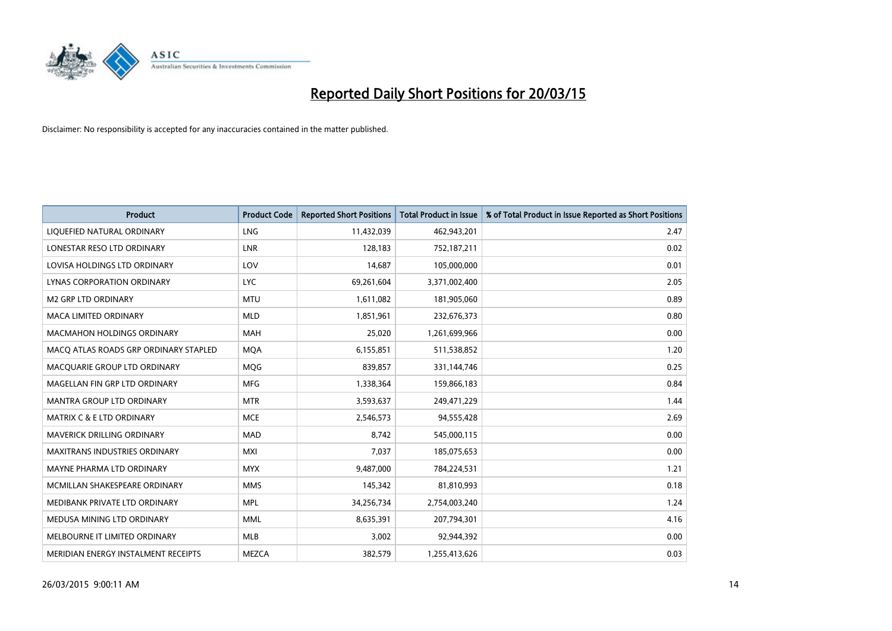# Reported Daily Short Positions for 20/03/15

Disclaimer: No responsibility is accepted for any inaccuracies contained in the matter published.

| Product | Product Code | Reported Short Positions | Total Product in Issue | % of Total Product in Issue Reported as Short Positions |
|---|---|---|---|---|
| LIQUEFIED NATURAL ORDINARY | LNG | 11,432,039 | 462,943,201 | 2.47 |
| LONESTAR RESO LTD ORDINARY | LNR | 128,183 | 752,187,211 | 0.02 |
| LOVISA HOLDINGS LTD ORDINARY | LOV | 14,687 | 105,000,000 | 0.01 |
| LYNAS CORPORATION ORDINARY | LYC | 69,261,604 | 3,371,002,400 | 2.05 |
| M2 GRP LTD ORDINARY | MTU | 1,611,082 | 181,905,060 | 0.89 |
| MACA LIMITED ORDINARY | MLD | 1,851,961 | 232,676,373 | 0.80 |
| MACMAHON HOLDINGS ORDINARY | MAH | 25,020 | 1,261,699,966 | 0.00 |
| MACQ ATLAS ROADS GRP ORDINARY STAPLED | MQA | 6,155,851 | 511,538,852 | 1.20 |
| MACQUARIE GROUP LTD ORDINARY | MQG | 839,857 | 331,144,746 | 0.25 |
| MAGELLAN FIN GRP LTD ORDINARY | MFG | 1,338,364 | 159,866,183 | 0.84 |
| MANTRA GROUP LTD ORDINARY | MTR | 3,593,637 | 249,471,229 | 1.44 |
| MATRIX C & E LTD ORDINARY | MCE | 2,546,573 | 94,555,428 | 2.69 |
| MAVERICK DRILLING ORDINARY | MAD | 8,742 | 545,000,115 | 0.00 |
| MAXITRANS INDUSTRIES ORDINARY | MXI | 7,037 | 185,075,653 | 0.00 |
| MAYNE PHARMA LTD ORDINARY | MYX | 9,487,000 | 784,224,531 | 1.21 |
| MCMILLAN SHAKESPEARE ORDINARY | MMS | 145,342 | 81,810,993 | 0.18 |
| MEDIBANK PRIVATE LTD ORDINARY | MPL | 34,256,734 | 2,754,003,240 | 1.24 |
| MEDUSA MINING LTD ORDINARY | MML | 8,635,391 | 207,794,301 | 4.16 |
| MELBOURNE IT LIMITED ORDINARY | MLB | 3,002 | 92,944,392 | 0.00 |
| MERIDIAN ENERGY INSTALMENT RECEIPTS | MEZCA | 382,579 | 1,255,413,626 | 0.03 |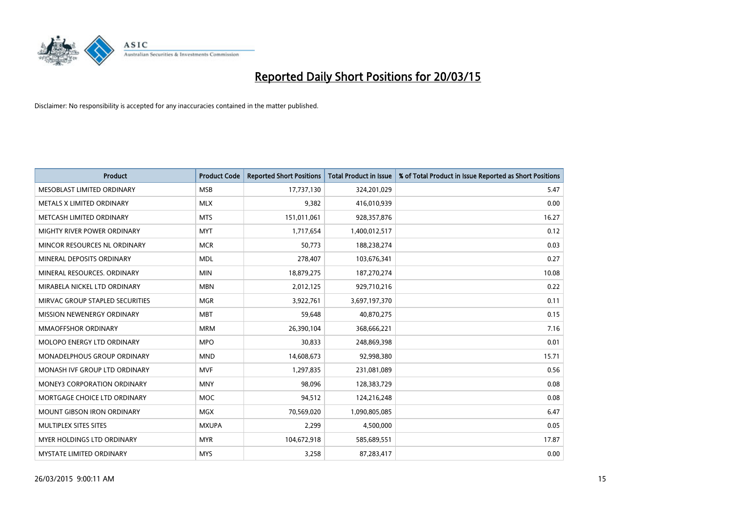# Reported Daily Short Positions for 20/03/15

Disclaimer: No responsibility is accepted for any inaccuracies contained in the matter published.

| Product | Product Code | Reported Short Positions | Total Product in Issue | % of Total Product in Issue Reported as Short Positions |
|---|---|---|---|---|
| MESOBLAST LIMITED ORDINARY | MSB | 17,737,130 | 324,201,029 | 5.47 |
| METALS X LIMITED ORDINARY | MLX | 9,382 | 416,010,939 | 0.00 |
| METCASH LIMITED ORDINARY | MTS | 151,011,061 | 928,357,876 | 16.27 |
| MIGHTY RIVER POWER ORDINARY | MYT | 1,717,654 | 1,400,012,517 | 0.12 |
| MINCOR RESOURCES NL ORDINARY | MCR | 50,773 | 188,238,274 | 0.03 |
| MINERAL DEPOSITS ORDINARY | MDL | 278,407 | 103,676,341 | 0.27 |
| MINERAL RESOURCES. ORDINARY | MIN | 18,879,275 | 187,270,274 | 10.08 |
| MIRABELA NICKEL LTD ORDINARY | MBN | 2,012,125 | 929,710,216 | 0.22 |
| MIRVAC GROUP STAPLED SECURITIES | MGR | 3,922,761 | 3,697,197,370 | 0.11 |
| MISSION NEWENERGY ORDINARY | MBT | 59,648 | 40,870,275 | 0.15 |
| MMAOFFSHOR ORDINARY | MRM | 26,390,104 | 368,666,221 | 7.16 |
| MOLOPO ENERGY LTD ORDINARY | MPO | 30,833 | 248,869,398 | 0.01 |
| MONADELPHOUS GROUP ORDINARY | MND | 14,608,673 | 92,998,380 | 15.71 |
| MONASH IVF GROUP LTD ORDINARY | MVF | 1,297,835 | 231,081,089 | 0.56 |
| MONEY3 CORPORATION ORDINARY | MNY | 98,096 | 128,383,729 | 0.08 |
| MORTGAGE CHOICE LTD ORDINARY | MOC | 94,512 | 124,216,248 | 0.08 |
| MOUNT GIBSON IRON ORDINARY | MGX | 70,569,020 | 1,090,805,085 | 6.47 |
| MULTIPLEX SITES SITES | MXUPA | 2,299 | 4,500,000 | 0.05 |
| MYER HOLDINGS LTD ORDINARY | MYR | 104,672,918 | 585,689,551 | 17.87 |
| MYSTATE LIMITED ORDINARY | MYS | 3,258 | 87,283,417 | 0.00 |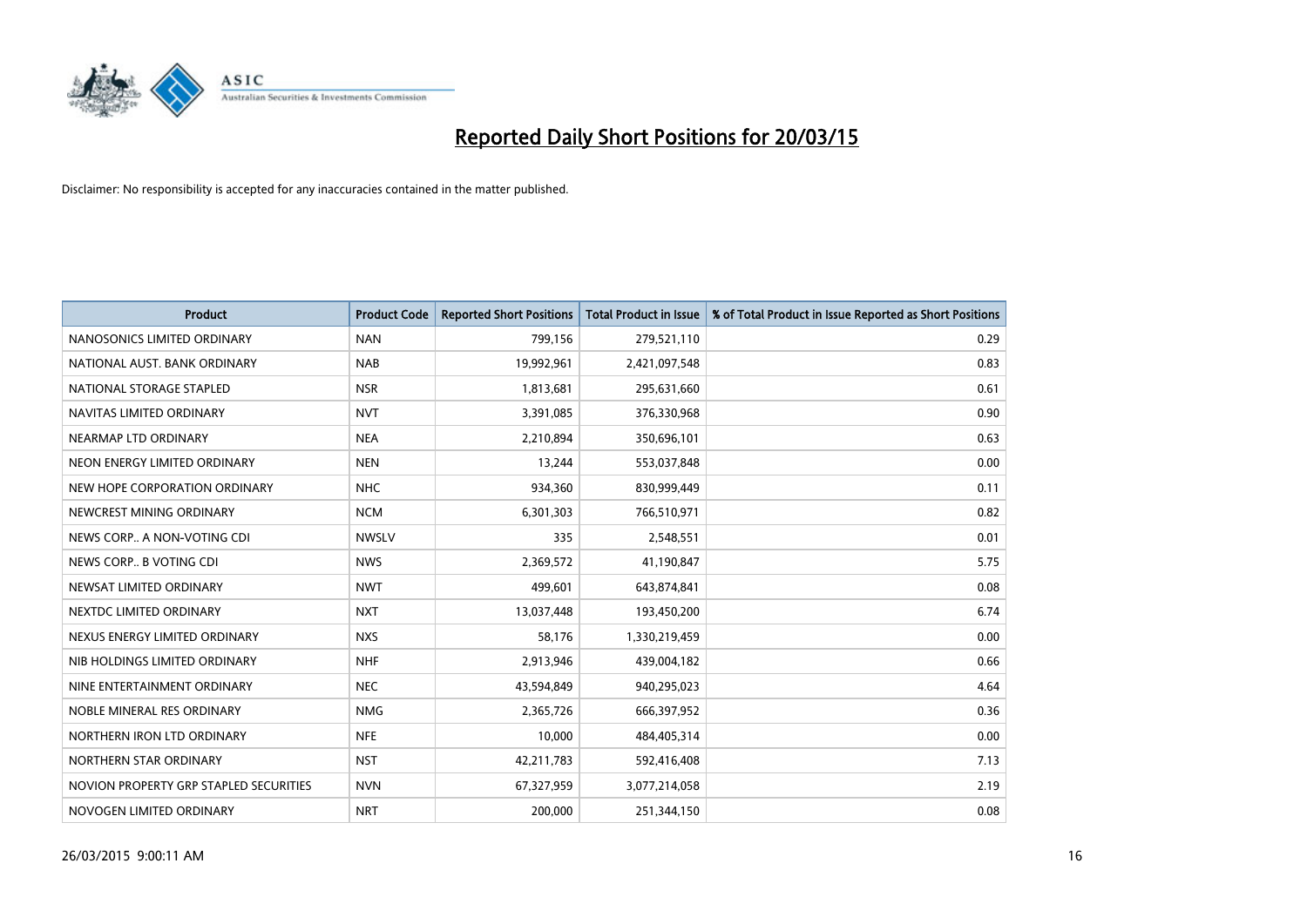# Reported Daily Short Positions for 20/03/15

Disclaimer: No responsibility is accepted for any inaccuracies contained in the matter published.

| Product | Product Code | Reported Short Positions | Total Product in Issue | % of Total Product in Issue Reported as Short Positions |
|---|---|---|---|---|
| NANOSONICS LIMITED ORDINARY | NAN | 799,156 | 279,521,110 | 0.29 |
| NATIONAL AUST. BANK ORDINARY | NAB | 19,992,961 | 2,421,097,548 | 0.83 |
| NATIONAL STORAGE STAPLED | NSR | 1,813,681 | 295,631,660 | 0.61 |
| NAVITAS LIMITED ORDINARY | NVT | 3,391,085 | 376,330,968 | 0.90 |
| NEARMAP LTD ORDINARY | NEA | 2,210,894 | 350,696,101 | 0.63 |
| NEON ENERGY LIMITED ORDINARY | NEN | 13,244 | 553,037,848 | 0.00 |
| NEW HOPE CORPORATION ORDINARY | NHC | 934,360 | 830,999,449 | 0.11 |
| NEWCREST MINING ORDINARY | NCM | 6,301,303 | 766,510,971 | 0.82 |
| NEWS CORP.. A NON-VOTING CDI | NWSLV | 335 | 2,548,551 | 0.01 |
| NEWS CORP.. B VOTING CDI | NWS | 2,369,572 | 41,190,847 | 5.75 |
| NEWSAT LIMITED ORDINARY | NWT | 499,601 | 643,874,841 | 0.08 |
| NEXTDC LIMITED ORDINARY | NXT | 13,037,448 | 193,450,200 | 6.74 |
| NEXUS ENERGY LIMITED ORDINARY | NXS | 58,176 | 1,330,219,459 | 0.00 |
| NIB HOLDINGS LIMITED ORDINARY | NHF | 2,913,946 | 439,004,182 | 0.66 |
| NINE ENTERTAINMENT ORDINARY | NEC | 43,594,849 | 940,295,023 | 4.64 |
| NOBLE MINERAL RES ORDINARY | NMG | 2,365,726 | 666,397,952 | 0.36 |
| NORTHERN IRON LTD ORDINARY | NFE | 10,000 | 484,405,314 | 0.00 |
| NORTHERN STAR ORDINARY | NST | 42,211,783 | 592,416,408 | 7.13 |
| NOVION PROPERTY GRP STAPLED SECURITIES | NVN | 67,327,959 | 3,077,214,058 | 2.19 |
| NOVOGEN LIMITED ORDINARY | NRT | 200,000 | 251,344,150 | 0.08 |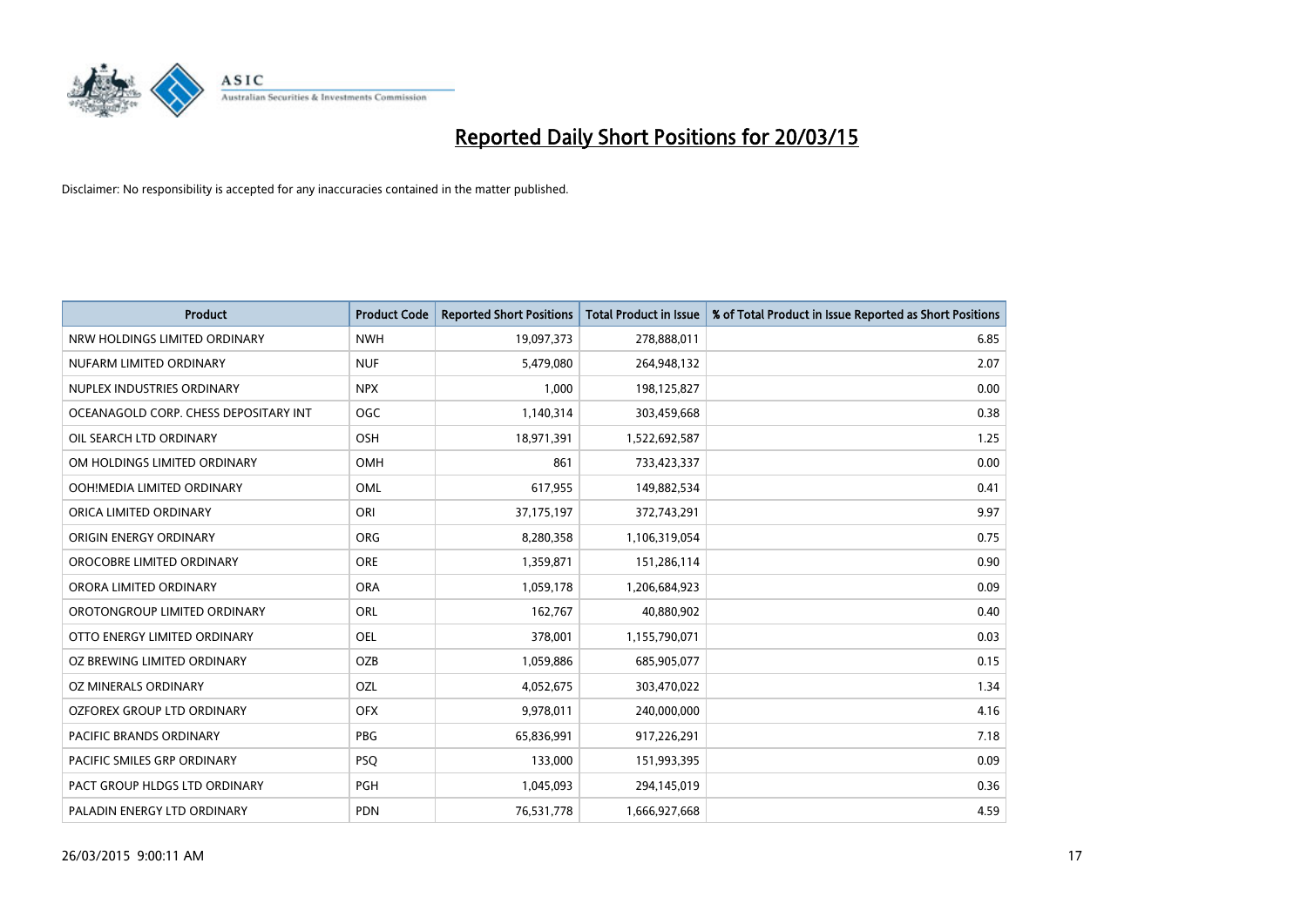# Reported Daily Short Positions for 20/03/15

Disclaimer: No responsibility is accepted for any inaccuracies contained in the matter published.

| Product | Product Code | Reported Short Positions | Total Product in Issue | % of Total Product in Issue Reported as Short Positions |
|---|---|---|---|---|
| NRW HOLDINGS LIMITED ORDINARY | NWH | 19,097,373 | 278,888,011 | 6.85 |
| NUFARM LIMITED ORDINARY | NUF | 5,479,080 | 264,948,132 | 2.07 |
| NUPLEX INDUSTRIES ORDINARY | NPX | 1,000 | 198,125,827 | 0.00 |
| OCEANAGOLD CORP. CHESS DEPOSITARY INT | OGC | 1,140,314 | 303,459,668 | 0.38 |
| OIL SEARCH LTD ORDINARY | OSH | 18,971,391 | 1,522,692,587 | 1.25 |
| OM HOLDINGS LIMITED ORDINARY | OMH | 861 | 733,423,337 | 0.00 |
| OOH!MEDIA LIMITED ORDINARY | OML | 617,955 | 149,882,534 | 0.41 |
| ORICA LIMITED ORDINARY | ORI | 37,175,197 | 372,743,291 | 9.97 |
| ORIGIN ENERGY ORDINARY | ORG | 8,280,358 | 1,106,319,054 | 0.75 |
| OROCOBRE LIMITED ORDINARY | ORE | 1,359,871 | 151,286,114 | 0.90 |
| ORORA LIMITED ORDINARY | ORA | 1,059,178 | 1,206,684,923 | 0.09 |
| OROTONGROUP LIMITED ORDINARY | ORL | 162,767 | 40,880,902 | 0.40 |
| OTTO ENERGY LIMITED ORDINARY | OEL | 378,001 | 1,155,790,071 | 0.03 |
| OZ BREWING LIMITED ORDINARY | OZB | 1,059,886 | 685,905,077 | 0.15 |
| OZ MINERALS ORDINARY | OZL | 4,052,675 | 303,470,022 | 1.34 |
| OZFOREX GROUP LTD ORDINARY | OFX | 9,978,011 | 240,000,000 | 4.16 |
| PACIFIC BRANDS ORDINARY | PBG | 65,836,991 | 917,226,291 | 7.18 |
| PACIFIC SMILES GRP ORDINARY | PSQ | 133,000 | 151,993,395 | 0.09 |
| PACT GROUP HLDGS LTD ORDINARY | PGH | 1,045,093 | 294,145,019 | 0.36 |
| PALADIN ENERGY LTD ORDINARY | PDN | 76,531,778 | 1,666,927,668 | 4.59 |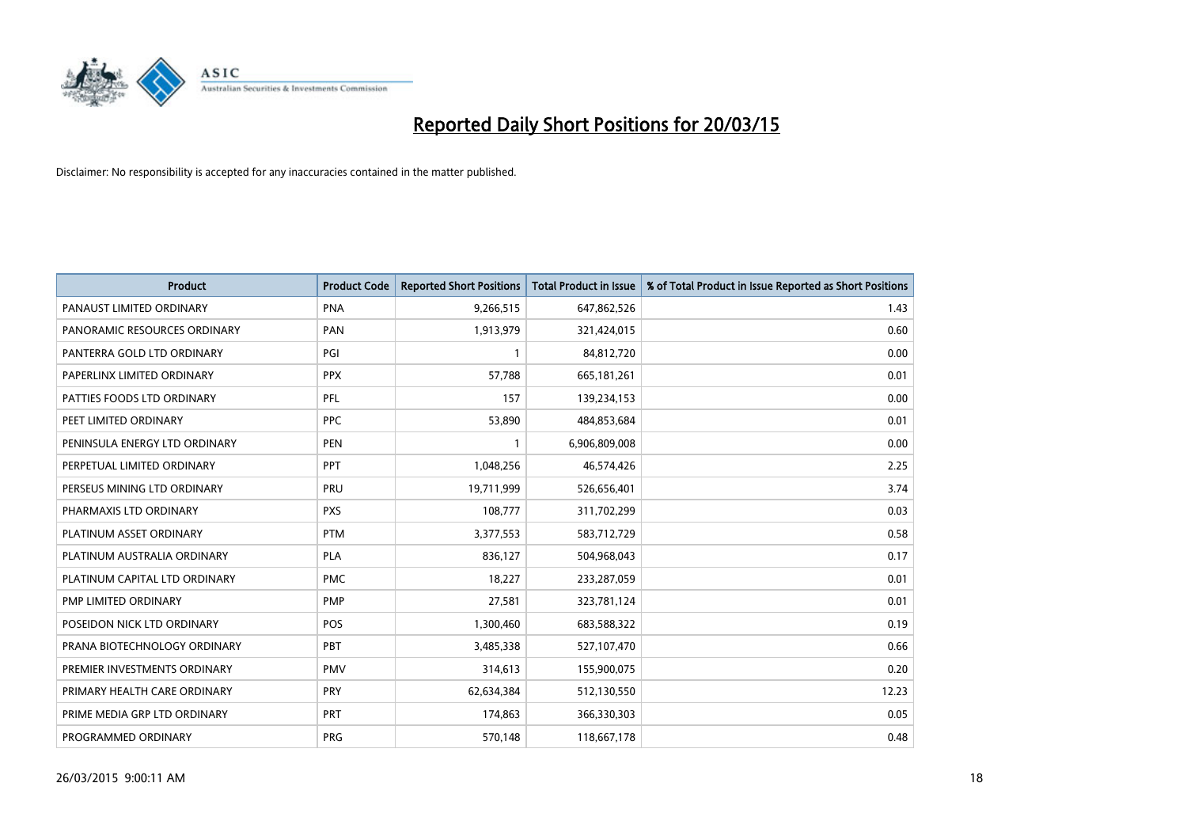# Reported Daily Short Positions for 20/03/15

Disclaimer: No responsibility is accepted for any inaccuracies contained in the matter published.

| Product | Product Code | Reported Short Positions | Total Product in Issue | % of Total Product in Issue Reported as Short Positions |
|---|---|---|---|---|
| PANAUST LIMITED ORDINARY | PNA | 9,266,515 | 647,862,526 | 1.43 |
| PANORAMIC RESOURCES ORDINARY | PAN | 1,913,979 | 321,424,015 | 0.60 |
| PANTERRA GOLD LTD ORDINARY | PGI | 1 | 84,812,720 | 0.00 |
| PAPERLINX LIMITED ORDINARY | PPX | 57,788 | 665,181,261 | 0.01 |
| PATTIES FOODS LTD ORDINARY | PFL | 157 | 139,234,153 | 0.00 |
| PEET LIMITED ORDINARY | PPC | 53,890 | 484,853,684 | 0.01 |
| PENINSULA ENERGY LTD ORDINARY | PEN | 1 | 6,906,809,008 | 0.00 |
| PERPETUAL LIMITED ORDINARY | PPT | 1,048,256 | 46,574,426 | 2.25 |
| PERSEUS MINING LTD ORDINARY | PRU | 19,711,999 | 526,656,401 | 3.74 |
| PHARMAXIS LTD ORDINARY | PXS | 108,777 | 311,702,299 | 0.03 |
| PLATINUM ASSET ORDINARY | PTM | 3,377,553 | 583,712,729 | 0.58 |
| PLATINUM AUSTRALIA ORDINARY | PLA | 836,127 | 504,968,043 | 0.17 |
| PLATINUM CAPITAL LTD ORDINARY | PMC | 18,227 | 233,287,059 | 0.01 |
| PMP LIMITED ORDINARY | PMP | 27,581 | 323,781,124 | 0.01 |
| POSEIDON NICK LTD ORDINARY | POS | 1,300,460 | 683,588,322 | 0.19 |
| PRANA BIOTECHNOLOGY ORDINARY | PBT | 3,485,338 | 527,107,470 | 0.66 |
| PREMIER INVESTMENTS ORDINARY | PMV | 314,613 | 155,900,075 | 0.20 |
| PRIMARY HEALTH CARE ORDINARY | PRY | 62,634,384 | 512,130,550 | 12.23 |
| PRIME MEDIA GRP LTD ORDINARY | PRT | 174,863 | 366,330,303 | 0.05 |
| PROGRAMMED ORDINARY | PRG | 570,148 | 118,667,178 | 0.48 |

26/03/2015 9:00:11 AM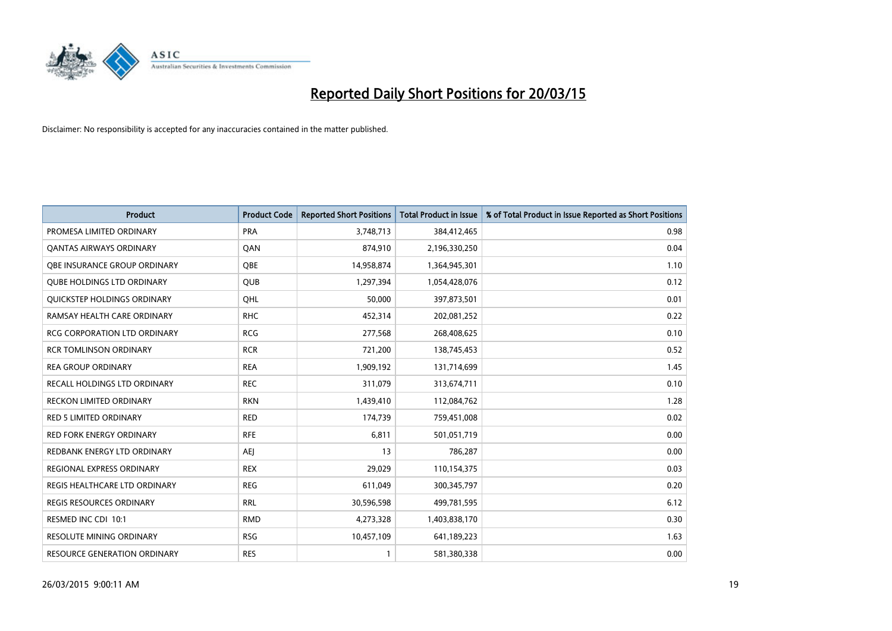# Reported Daily Short Positions for 20/03/15

Disclaimer: No responsibility is accepted for any inaccuracies contained in the matter published.

| Product | Product Code | Reported Short Positions | Total Product in Issue | % of Total Product in Issue Reported as Short Positions |
| --- | --- | --- | --- | --- |
| PROMESA LIMITED ORDINARY | PRA | 3,748,713 | 384,412,465 | 0.98 |
| QANTAS AIRWAYS ORDINARY | QAN | 874,910 | 2,196,330,250 | 0.04 |
| QBE INSURANCE GROUP ORDINARY | QBE | 14,958,874 | 1,364,945,301 | 1.10 |
| QUBE HOLDINGS LTD ORDINARY | QUB | 1,297,394 | 1,054,428,076 | 0.12 |
| QUICKSTEP HOLDINGS ORDINARY | QHL | 50,000 | 397,873,501 | 0.01 |
| RAMSAY HEALTH CARE ORDINARY | RHC | 452,314 | 202,081,252 | 0.22 |
| RCG CORPORATION LTD ORDINARY | RCG | 277,568 | 268,408,625 | 0.10 |
| RCR TOMLINSON ORDINARY | RCR | 721,200 | 138,745,453 | 0.52 |
| REA GROUP ORDINARY | REA | 1,909,192 | 131,714,699 | 1.45 |
| RECALL HOLDINGS LTD ORDINARY | REC | 311,079 | 313,674,711 | 0.10 |
| RECKON LIMITED ORDINARY | RKN | 1,439,410 | 112,084,762 | 1.28 |
| RED 5 LIMITED ORDINARY | RED | 174,739 | 759,451,008 | 0.02 |
| RED FORK ENERGY ORDINARY | RFE | 6,811 | 501,051,719 | 0.00 |
| REDBANK ENERGY LTD ORDINARY | AEJ | 13 | 786,287 | 0.00 |
| REGIONAL EXPRESS ORDINARY | REX | 29,029 | 110,154,375 | 0.03 |
| REGIS HEALTHCARE LTD ORDINARY | REG | 611,049 | 300,345,797 | 0.20 |
| REGIS RESOURCES ORDINARY | RRL | 30,596,598 | 499,781,595 | 6.12 |
| RESMED INC CDI 10:1 | RMD | 4,273,328 | 1,403,838,170 | 0.30 |
| RESOLUTE MINING ORDINARY | RSG | 10,457,109 | 641,189,223 | 1.63 |
| RESOURCE GENERATION ORDINARY | RES | 1 | 581,380,338 | 0.00 |

26/03/2015 9:00:11 AM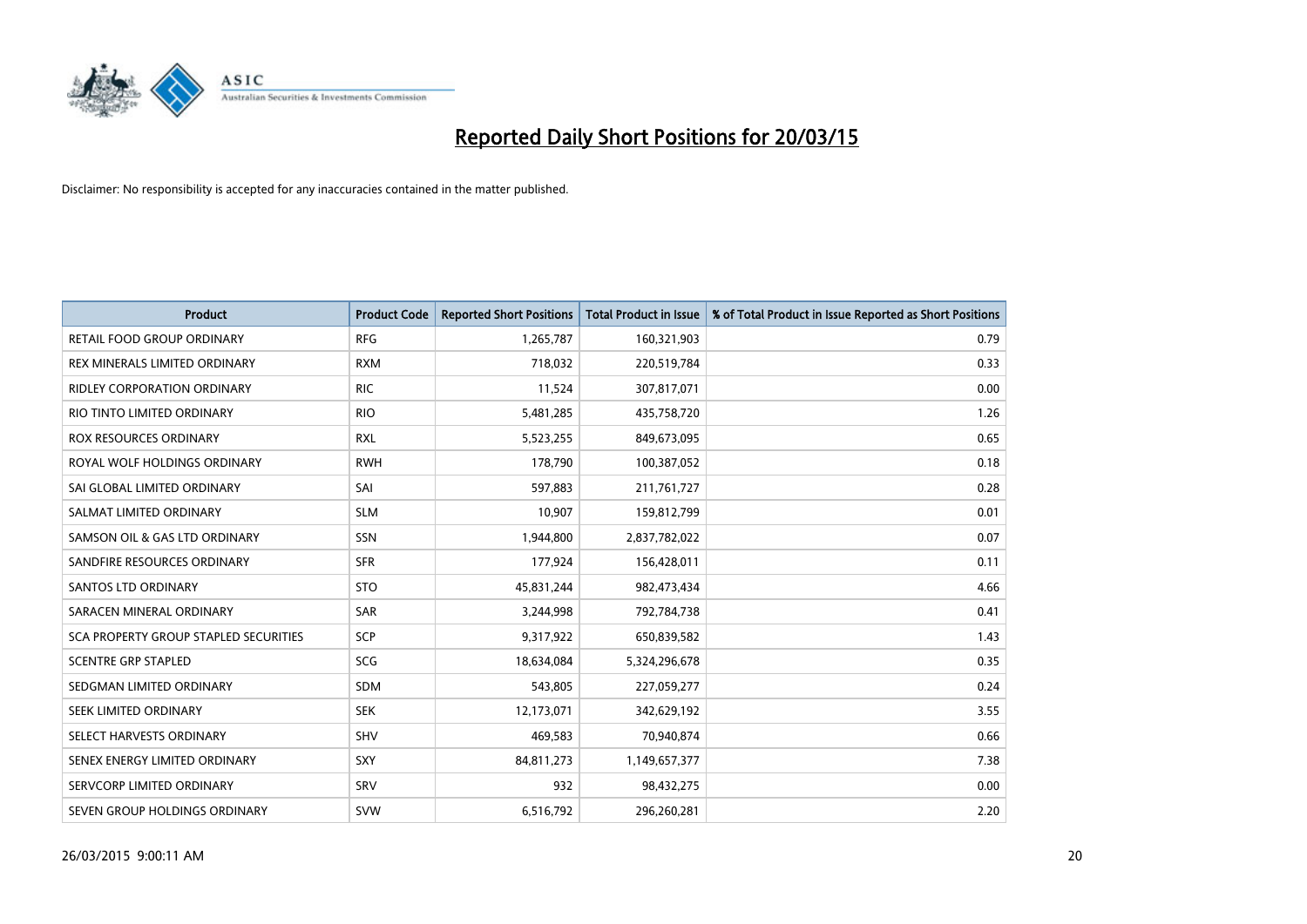# Reported Daily Short Positions for 20/03/15

Disclaimer: No responsibility is accepted for any inaccuracies contained in the matter published.

| Product | Product Code | Reported Short Positions | Total Product in Issue | % of Total Product in Issue Reported as Short Positions |
|---|---|---|---|---|
| RETAIL FOOD GROUP ORDINARY | RFG | 1,265,787 | 160,321,903 | 0.79 |
| REX MINERALS LIMITED ORDINARY | RXM | 718,032 | 220,519,784 | 0.33 |
| RIDLEY CORPORATION ORDINARY | RIC | 11,524 | 307,817,071 | 0.00 |
| RIO TINTO LIMITED ORDINARY | RIO | 5,481,285 | 435,758,720 | 1.26 |
| ROX RESOURCES ORDINARY | RXL | 5,523,255 | 849,673,095 | 0.65 |
| ROYAL WOLF HOLDINGS ORDINARY | RWH | 178,790 | 100,387,052 | 0.18 |
| SAI GLOBAL LIMITED ORDINARY | SAI | 597,883 | 211,761,727 | 0.28 |
| SALMAT LIMITED ORDINARY | SLM | 10,907 | 159,812,799 | 0.01 |
| SAMSON OIL & GAS LTD ORDINARY | SSN | 1,944,800 | 2,837,782,022 | 0.07 |
| SANDFIRE RESOURCES ORDINARY | SFR | 177,924 | 156,428,011 | 0.11 |
| SANTOS LTD ORDINARY | STO | 45,831,244 | 982,473,434 | 4.66 |
| SARACEN MINERAL ORDINARY | SAR | 3,244,998 | 792,784,738 | 0.41 |
| SCA PROPERTY GROUP STAPLED SECURITIES | SCP | 9,317,922 | 650,839,582 | 1.43 |
| SCENTRE GRP STAPLED | SCG | 18,634,084 | 5,324,296,678 | 0.35 |
| SEDGMAN LIMITED ORDINARY | SDM | 543,805 | 227,059,277 | 0.24 |
| SEEK LIMITED ORDINARY | SEK | 12,173,071 | 342,629,192 | 3.55 |
| SELECT HARVESTS ORDINARY | SHV | 469,583 | 70,940,874 | 0.66 |
| SENEX ENERGY LIMITED ORDINARY | SXY | 84,811,273 | 1,149,657,377 | 7.38 |
| SERVCORP LIMITED ORDINARY | SRV | 932 | 98,432,275 | 0.00 |
| SEVEN GROUP HOLDINGS ORDINARY | SVW | 6,516,792 | 296,260,281 | 2.20 |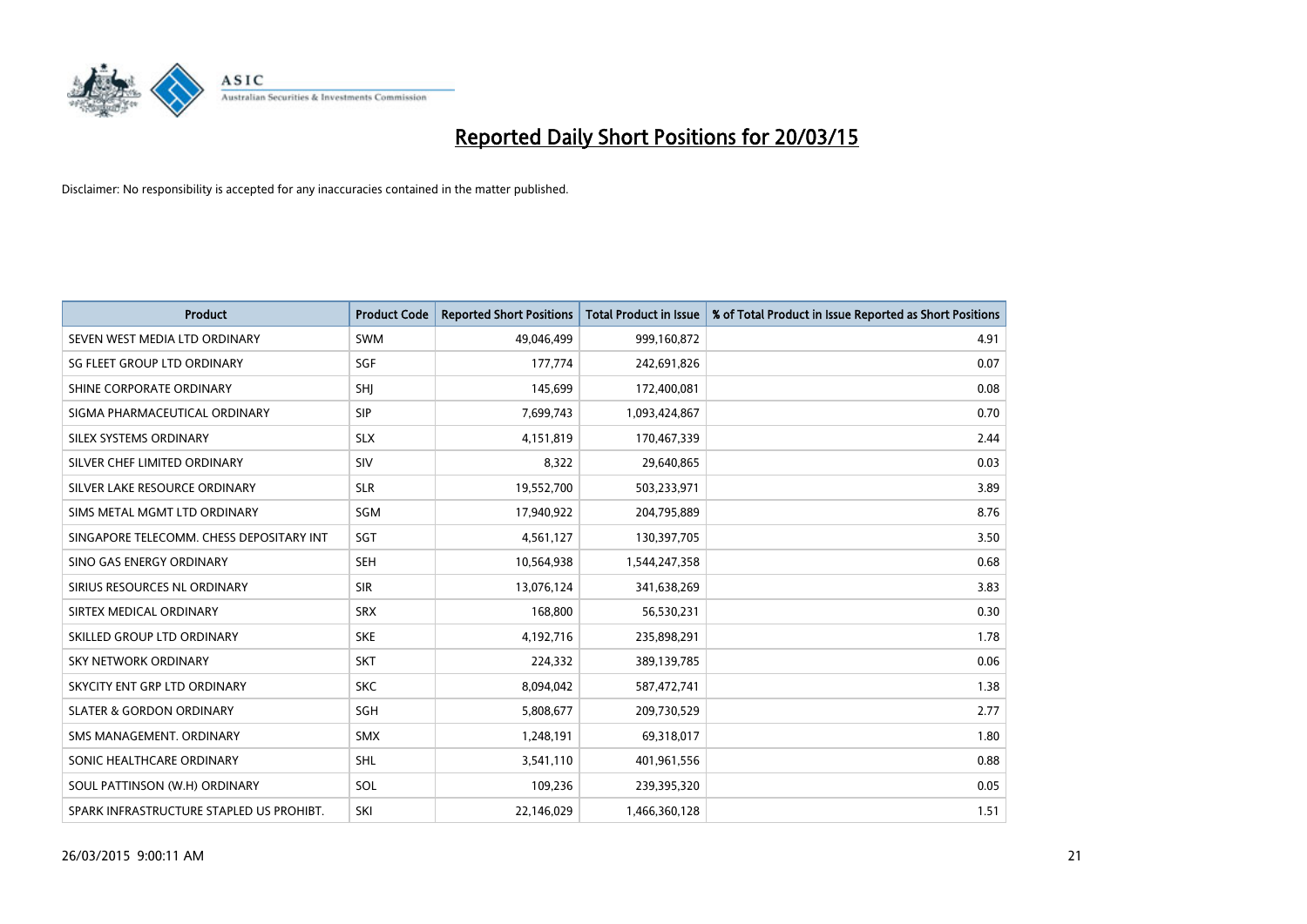# Reported Daily Short Positions for 20/03/15

Disclaimer: No responsibility is accepted for any inaccuracies contained in the matter published.

| Product | Product Code | Reported Short Positions | Total Product in Issue | % of Total Product in Issue Reported as Short Positions |
|---|---|---|---|---|
| SEVEN WEST MEDIA LTD ORDINARY | SWM | 49,046,499 | 999,160,872 | 4.91 |
| SG FLEET GROUP LTD ORDINARY | SGF | 177,774 | 242,691,826 | 0.07 |
| SHINE CORPORATE ORDINARY | SHJ | 145,699 | 172,400,081 | 0.08 |
| SIGMA PHARMACEUTICAL ORDINARY | SIP | 7,699,743 | 1,093,424,867 | 0.70 |
| SILEX SYSTEMS ORDINARY | SLX | 4,151,819 | 170,467,339 | 2.44 |
| SILVER CHEF LIMITED ORDINARY | SIV | 8,322 | 29,640,865 | 0.03 |
| SILVER LAKE RESOURCE ORDINARY | SLR | 19,552,700 | 503,233,971 | 3.89 |
| SIMS METAL MGMT LTD ORDINARY | SGM | 17,940,922 | 204,795,889 | 8.76 |
| SINGAPORE TELECOMM. CHESS DEPOSITARY INT | SGT | 4,561,127 | 130,397,705 | 3.50 |
| SINO GAS ENERGY ORDINARY | SEH | 10,564,938 | 1,544,247,358 | 0.68 |
| SIRIUS RESOURCES NL ORDINARY | SIR | 13,076,124 | 341,638,269 | 3.83 |
| SIRTEX MEDICAL ORDINARY | SRX | 168,800 | 56,530,231 | 0.30 |
| SKILLED GROUP LTD ORDINARY | SKE | 4,192,716 | 235,898,291 | 1.78 |
| SKY NETWORK ORDINARY | SKT | 224,332 | 389,139,785 | 0.06 |
| SKYCITY ENT GRP LTD ORDINARY | SKC | 8,094,042 | 587,472,741 | 1.38 |
| SLATER & GORDON ORDINARY | SGH | 5,808,677 | 209,730,529 | 2.77 |
| SMS MANAGEMENT. ORDINARY | SMX | 1,248,191 | 69,318,017 | 1.80 |
| SONIC HEALTHCARE ORDINARY | SHL | 3,541,110 | 401,961,556 | 0.88 |
| SOUL PATTINSON (W.H) ORDINARY | SOL | 109,236 | 239,395,320 | 0.05 |
| SPARK INFRASTRUCTURE STAPLED US PROHIBT. | SKI | 22,146,029 | 1,466,360,128 | 1.51 |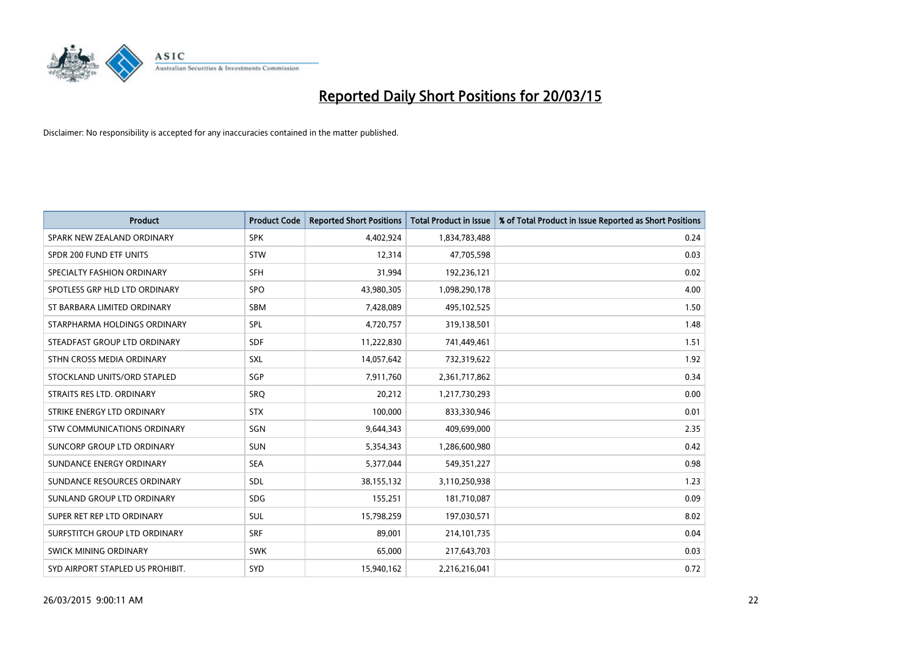# Reported Daily Short Positions for 20/03/15

Disclaimer: No responsibility is accepted for any inaccuracies contained in the matter published.

| Product | Product Code | Reported Short Positions | Total Product in Issue | % of Total Product in Issue Reported as Short Positions |
|---|---|---|---|---|
| SPARK NEW ZEALAND ORDINARY | SPK | 4,402,924 | 1,834,783,488 | 0.24 |
| SPDR 200 FUND ETF UNITS | STW | 12,314 | 47,705,598 | 0.03 |
| SPECIALTY FASHION ORDINARY | SFH | 31,994 | 192,236,121 | 0.02 |
| SPOTLESS GRP HLD LTD ORDINARY | SPO | 43,980,305 | 1,098,290,178 | 4.00 |
| ST BARBARA LIMITED ORDINARY | SBM | 7,428,089 | 495,102,525 | 1.50 |
| STARPHARMA HOLDINGS ORDINARY | SPL | 4,720,757 | 319,138,501 | 1.48 |
| STEADFAST GROUP LTD ORDINARY | SDF | 11,222,830 | 741,449,461 | 1.51 |
| STHN CROSS MEDIA ORDINARY | SXL | 14,057,642 | 732,319,622 | 1.92 |
| STOCKLAND UNITS/ORD STAPLED | SGP | 7,911,760 | 2,361,717,862 | 0.34 |
| STRAITS RES LTD. ORDINARY | SRQ | 20,212 | 1,217,730,293 | 0.00 |
| STRIKE ENERGY LTD ORDINARY | STX | 100,000 | 833,330,946 | 0.01 |
| STW COMMUNICATIONS ORDINARY | SGN | 9,644,343 | 409,699,000 | 2.35 |
| SUNCORP GROUP LTD ORDINARY | SUN | 5,354,343 | 1,286,600,980 | 0.42 |
| SUNDANCE ENERGY ORDINARY | SEA | 5,377,044 | 549,351,227 | 0.98 |
| SUNDANCE RESOURCES ORDINARY | SDL | 38,155,132 | 3,110,250,938 | 1.23 |
| SUNLAND GROUP LTD ORDINARY | SDG | 155,251 | 181,710,087 | 0.09 |
| SUPER RET REP LTD ORDINARY | SUL | 15,798,259 | 197,030,571 | 8.02 |
| SURFSTITCH GROUP LTD ORDINARY | SRF | 89,001 | 214,101,735 | 0.04 |
| SWICK MINING ORDINARY | SWK | 65,000 | 217,643,703 | 0.03 |
| SYD AIRPORT STAPLED US PROHIBIT. | SYD | 15,940,162 | 2,216,216,041 | 0.72 |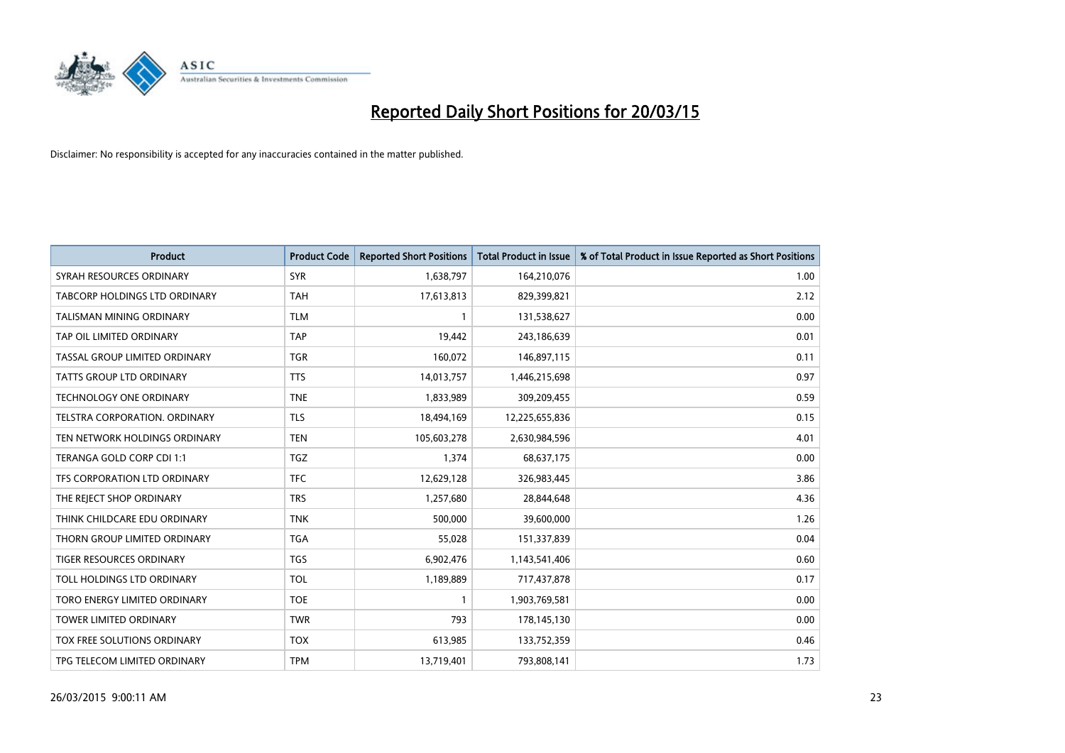# Reported Daily Short Positions for 20/03/15

Disclaimer: No responsibility is accepted for any inaccuracies contained in the matter published.

| Product | Product Code | Reported Short Positions | Total Product in Issue | % of Total Product in Issue Reported as Short Positions |
|---|---|---|---|---|
| SYRAH RESOURCES ORDINARY | SYR | 1,638,797 | 164,210,076 | 1.00 |
| TABCORP HOLDINGS LTD ORDINARY | TAH | 17,613,813 | 829,399,821 | 2.12 |
| TALISMAN MINING ORDINARY | TLM | 1 | 131,538,627 | 0.00 |
| TAP OIL LIMITED ORDINARY | TAP | 19,442 | 243,186,639 | 0.01 |
| TASSAL GROUP LIMITED ORDINARY | TGR | 160,072 | 146,897,115 | 0.11 |
| TATTS GROUP LTD ORDINARY | TTS | 14,013,757 | 1,446,215,698 | 0.97 |
| TECHNOLOGY ONE ORDINARY | TNE | 1,833,989 | 309,209,455 | 0.59 |
| TELSTRA CORPORATION. ORDINARY | TLS | 18,494,169 | 12,225,655,836 | 0.15 |
| TEN NETWORK HOLDINGS ORDINARY | TEN | 105,603,278 | 2,630,984,596 | 4.01 |
| TERANGA GOLD CORP CDI 1:1 | TGZ | 1,374 | 68,637,175 | 0.00 |
| TFS CORPORATION LTD ORDINARY | TFC | 12,629,128 | 326,983,445 | 3.86 |
| THE REJECT SHOP ORDINARY | TRS | 1,257,680 | 28,844,648 | 4.36 |
| THINK CHILDCARE EDU ORDINARY | TNK | 500,000 | 39,600,000 | 1.26 |
| THORN GROUP LIMITED ORDINARY | TGA | 55,028 | 151,337,839 | 0.04 |
| TIGER RESOURCES ORDINARY | TGS | 6,902,476 | 1,143,541,406 | 0.60 |
| TOLL HOLDINGS LTD ORDINARY | TOL | 1,189,889 | 717,437,878 | 0.17 |
| TORO ENERGY LIMITED ORDINARY | TOE | 1 | 1,903,769,581 | 0.00 |
| TOWER LIMITED ORDINARY | TWR | 793 | 178,145,130 | 0.00 |
| TOX FREE SOLUTIONS ORDINARY | TOX | 613,985 | 133,752,359 | 0.46 |
| TPG TELECOM LIMITED ORDINARY | TPM | 13,719,401 | 793,808,141 | 1.73 |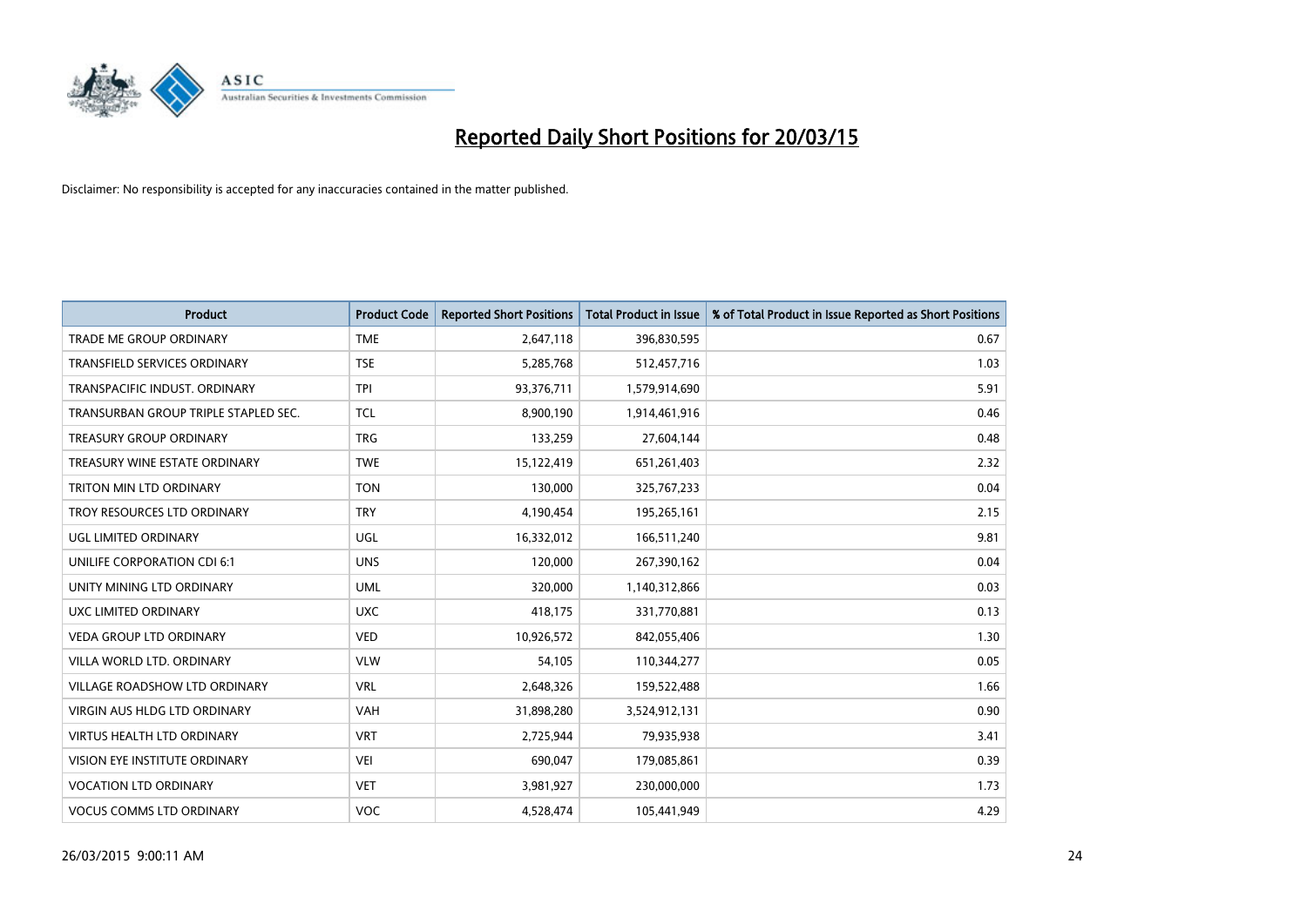# Reported Daily Short Positions for 20/03/15

Disclaimer: No responsibility is accepted for any inaccuracies contained in the matter published.

| Product | Product Code | Reported Short Positions | Total Product in Issue | % of Total Product in Issue Reported as Short Positions |
| --- | --- | --- | --- | --- |
| TRADE ME GROUP ORDINARY | TME | 2,647,118 | 396,830,595 | 0.67 |
| TRANSFIELD SERVICES ORDINARY | TSE | 5,285,768 | 512,457,716 | 1.03 |
| TRANSPACIFIC INDUST. ORDINARY | TPI | 93,376,711 | 1,579,914,690 | 5.91 |
| TRANSURBAN GROUP TRIPLE STAPLED SEC. | TCL | 8,900,190 | 1,914,461,916 | 0.46 |
| TREASURY GROUP ORDINARY | TRG | 133,259 | 27,604,144 | 0.48 |
| TREASURY WINE ESTATE ORDINARY | TWE | 15,122,419 | 651,261,403 | 2.32 |
| TRITON MIN LTD ORDINARY | TON | 130,000 | 325,767,233 | 0.04 |
| TROY RESOURCES LTD ORDINARY | TRY | 4,190,454 | 195,265,161 | 2.15 |
| UGL LIMITED ORDINARY | UGL | 16,332,012 | 166,511,240 | 9.81 |
| UNILIFE CORPORATION CDI 6:1 | UNS | 120,000 | 267,390,162 | 0.04 |
| UNITY MINING LTD ORDINARY | UML | 320,000 | 1,140,312,866 | 0.03 |
| UXC LIMITED ORDINARY | UXC | 418,175 | 331,770,881 | 0.13 |
| VEDA GROUP LTD ORDINARY | VED | 10,926,572 | 842,055,406 | 1.30 |
| VILLA WORLD LTD. ORDINARY | VLW | 54,105 | 110,344,277 | 0.05 |
| VILLAGE ROADSHOW LTD ORDINARY | VRL | 2,648,326 | 159,522,488 | 1.66 |
| VIRGIN AUS HLDG LTD ORDINARY | VAH | 31,898,280 | 3,524,912,131 | 0.90 |
| VIRTUS HEALTH LTD ORDINARY | VRT | 2,725,944 | 79,935,938 | 3.41 |
| VISION EYE INSTITUTE ORDINARY | VEI | 690,047 | 179,085,861 | 0.39 |
| VOCATION LTD ORDINARY | VET | 3,981,927 | 230,000,000 | 1.73 |
| VOCUS COMMS LTD ORDINARY | VOC | 4,528,474 | 105,441,949 | 4.29 |

26/03/2015 9:00:11 AM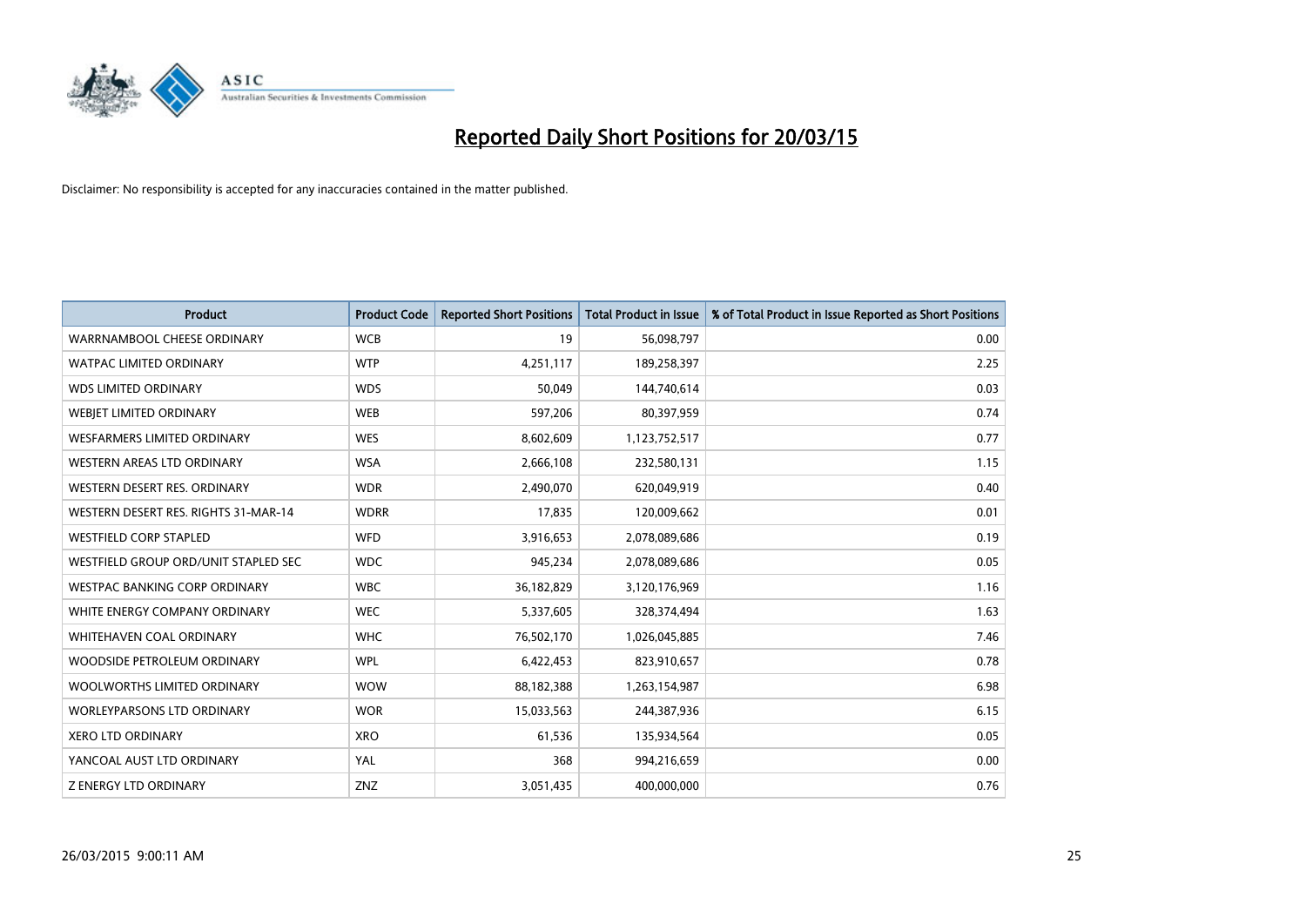# Reported Daily Short Positions for 20/03/15

Disclaimer: No responsibility is accepted for any inaccuracies contained in the matter published.

| Product | Product Code | Reported Short Positions | Total Product in Issue | % of Total Product in Issue Reported as Short Positions |
|---|---|---|---|---|
| WARRNAMBOOL CHEESE ORDINARY | WCB | 19 | 56,098,797 | 0.00 |
| WATPAC LIMITED ORDINARY | WTP | 4,251,117 | 189,258,397 | 2.25 |
| WDS LIMITED ORDINARY | WDS | 50,049 | 144,740,614 | 0.03 |
| WEBJET LIMITED ORDINARY | WEB | 597,206 | 80,397,959 | 0.74 |
| WESFARMERS LIMITED ORDINARY | WES | 8,602,609 | 1,123,752,517 | 0.77 |
| WESTERN AREAS LTD ORDINARY | WSA | 2,666,108 | 232,580,131 | 1.15 |
| WESTERN DESERT RES. ORDINARY | WDR | 2,490,070 | 620,049,919 | 0.40 |
| WESTERN DESERT RES. RIGHTS 31-MAR-14 | WDRR | 17,835 | 120,009,662 | 0.01 |
| WESTFIELD CORP STAPLED | WFD | 3,916,653 | 2,078,089,686 | 0.19 |
| WESTFIELD GROUP ORD/UNIT STAPLED SEC | WDC | 945,234 | 2,078,089,686 | 0.05 |
| WESTPAC BANKING CORP ORDINARY | WBC | 36,182,829 | 3,120,176,969 | 1.16 |
| WHITE ENERGY COMPANY ORDINARY | WEC | 5,337,605 | 328,374,494 | 1.63 |
| WHITEHAVEN COAL ORDINARY | WHC | 76,502,170 | 1,026,045,885 | 7.46 |
| WOODSIDE PETROLEUM ORDINARY | WPL | 6,422,453 | 823,910,657 | 0.78 |
| WOOLWORTHS LIMITED ORDINARY | WOW | 88,182,388 | 1,263,154,987 | 6.98 |
| WORLEYPARSONS LTD ORDINARY | WOR | 15,033,563 | 244,387,936 | 6.15 |
| XERO LTD ORDINARY | XRO | 61,536 | 135,934,564 | 0.05 |
| YANCOAL AUST LTD ORDINARY | YAL | 368 | 994,216,659 | 0.00 |
| Z ENERGY LTD ORDINARY | ZNZ | 3,051,435 | 400,000,000 | 0.76 |